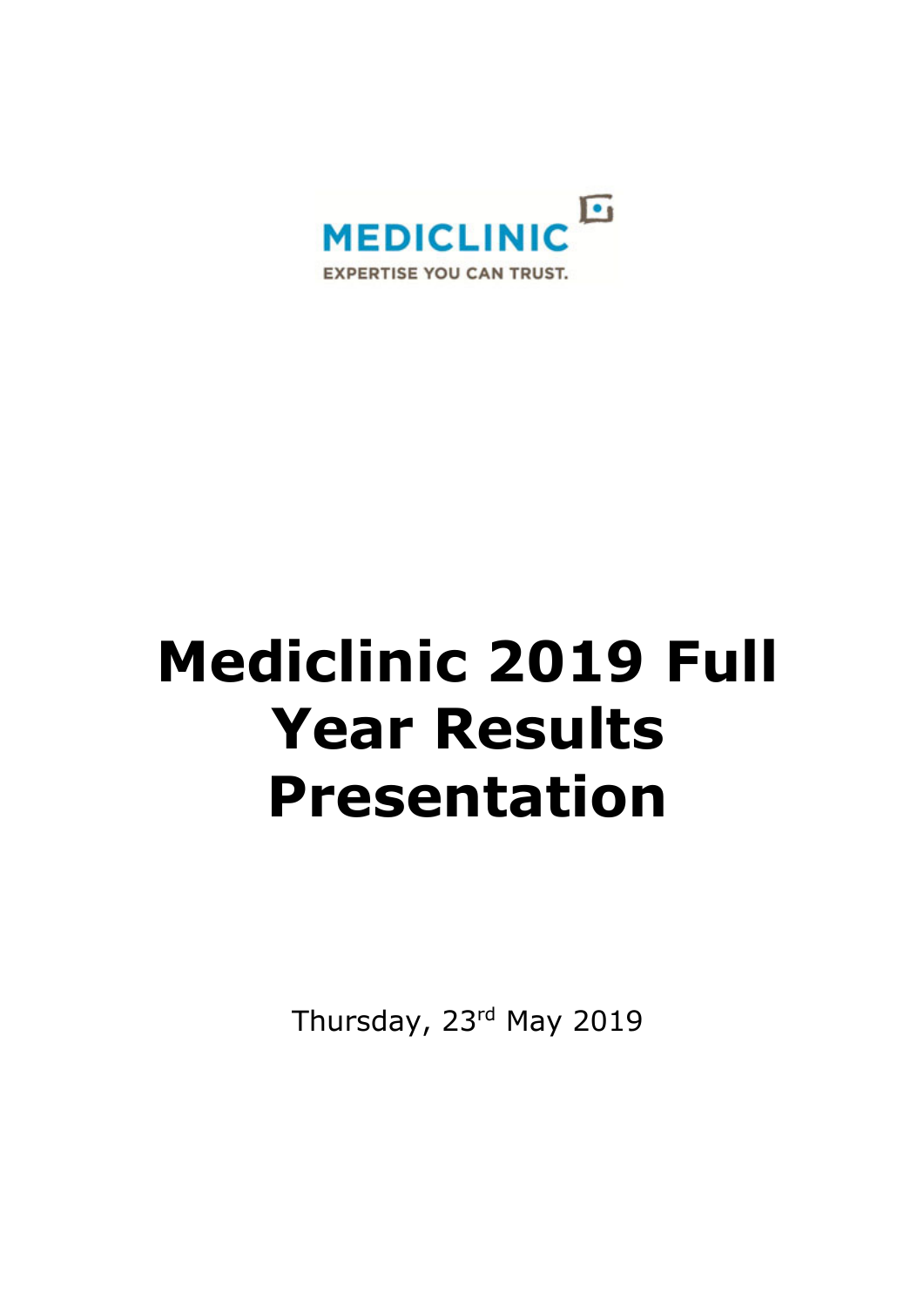MEDICLINIC

EXPERTISE YOU CAN TRUST.

# Mediclinic 2019 Full Year Results Presentation

Thursday, 23rd May 2019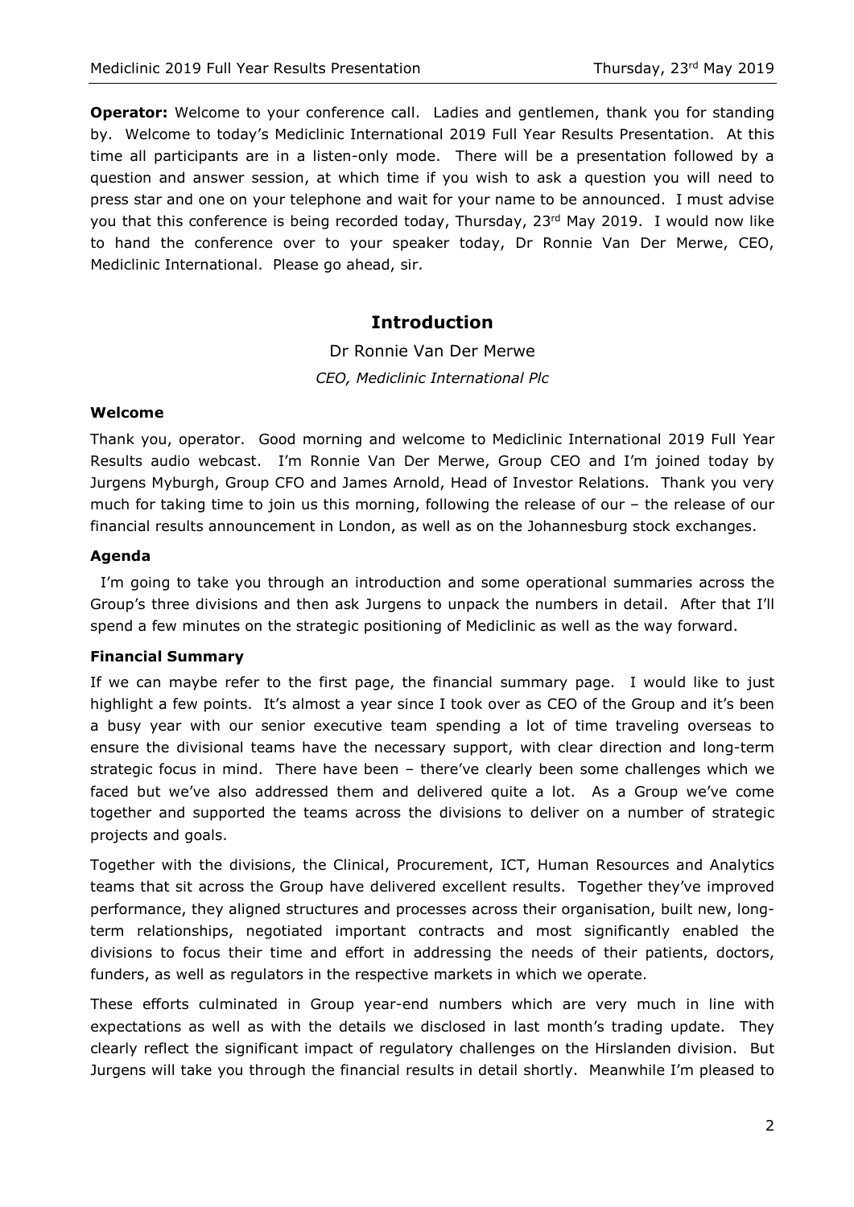**Operator:** Welcome to your conference call. Ladies and gentlemen, thank you for standing by. Welcome to today's Mediclinic International 2019 Full Year Results Presentation. At this time all participants are in a listen-only mode. There will be a presentation followed by a question and answer session, at which time if you wish to ask a question you will need to press star and one on your telephone and wait for your name to be announced. I must advise you that this conference is being recorded today, Thursday, 23rd May 2019. I would now like to hand the conference over to your speaker today, Dr Ronnie Van Der Merwe, CEO, Mediclinic International. Please go ahead, sir.

## Introduction

Dr Ronnie Van Der Merwe

*CEO, Mediclinic International Plc*

### Welcome

Thank you, operator. Good morning and welcome to Mediclinic International 2019 Full Year Results audio webcast. I'm Ronnie Van Der Merwe, Group CEO and I'm joined today by Jurgens Myburgh, Group CFO and James Arnold, Head of Investor Relations. Thank you very much for taking time to join us this morning, following the release of our – the release of our financial results announcement in London, as well as on the Johannesburg stock exchanges.

### Agenda

I'm going to take you through an introduction and some operational summaries across the Group's three divisions and then ask Jurgens to unpack the numbers in detail. After that I'll spend a few minutes on the strategic positioning of Mediclinic as well as the way forward.

### Financial Summary

If we can maybe refer to the first page, the financial summary page. I would like to just highlight a few points. It's almost a year since I took over as CEO of the Group and it's been a busy year with our senior executive team spending a lot of time traveling overseas to ensure the divisional teams have the necessary support, with clear direction and long-term strategic focus in mind. There have been – there've clearly been some challenges which we faced but we've also addressed them and delivered quite a lot. As a Group we've come together and supported the teams across the divisions to deliver on a number of strategic projects and goals.

Together with the divisions, the Clinical, Procurement, ICT, Human Resources and Analytics teams that sit across the Group have delivered excellent results. Together they've improved performance, they aligned structures and processes across their organisation, built new, long-term relationships, negotiated important contracts and most significantly enabled the divisions to focus their time and effort in addressing the needs of their patients, doctors, funders, as well as regulators in the respective markets in which we operate.

These efforts culminated in Group year-end numbers which are very much in line with expectations as well as with the details we disclosed in last month's trading update. They clearly reflect the significant impact of regulatory challenges on the Hirslanden division. But Jurgens will take you through the financial results in detail shortly. Meanwhile I'm pleased to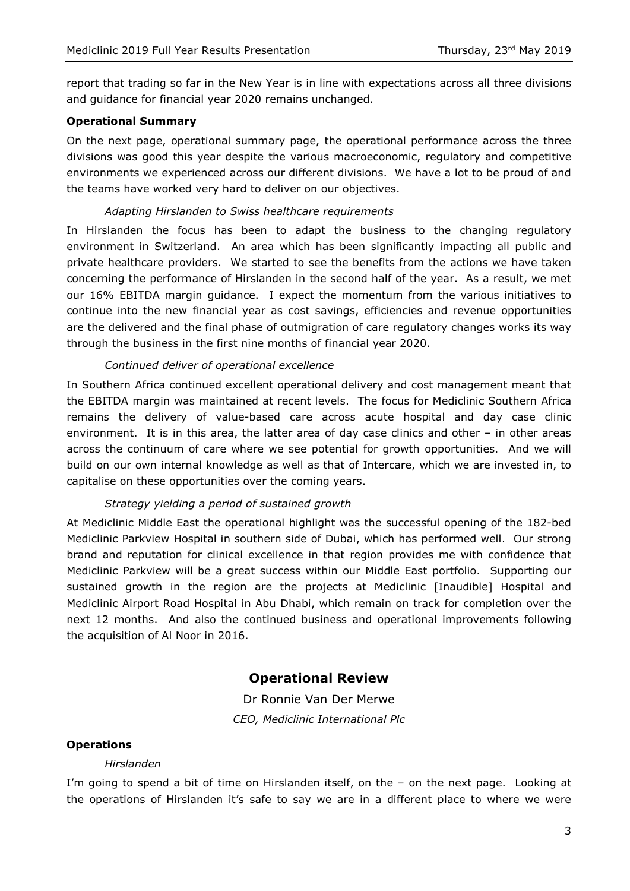report that trading so far in the New Year is in line with expectations across all three divisions and guidance for financial year 2020 remains unchanged.

**Operational Summary**

On the next page, operational summary page, the operational performance across the three divisions was good this year despite the various macroeconomic, regulatory and competitive environments we experienced across our different divisions. We have a lot to be proud of and the teams have worked very hard to deliver on our objectives.

*Adapting Hirslanden to Swiss healthcare requirements*

In Hirslanden the focus has been to adapt the business to the changing regulatory environment in Switzerland. An area which has been significantly impacting all public and private healthcare providers. We started to see the benefits from the actions we have taken concerning the performance of Hirslanden in the second half of the year. As a result, we met our 16% EBITDA margin guidance. I expect the momentum from the various initiatives to continue into the new financial year as cost savings, efficiencies and revenue opportunities are the delivered and the final phase of outmigration of care regulatory changes works its way through the business in the first nine months of financial year 2020.

*Continued deliver of operational excellence*

In Southern Africa continued excellent operational delivery and cost management meant that the EBITDA margin was maintained at recent levels. The focus for Mediclinic Southern Africa remains the delivery of value-based care across acute hospital and day case clinic environment. It is in this area, the latter area of day case clinics and other – in other areas across the continuum of care where we see potential for growth opportunities. And we will build on our own internal knowledge as well as that of Intercare, which we are invested in, to capitalise on these opportunities over the coming years.

*Strategy yielding a period of sustained growth*

At Mediclinic Middle East the operational highlight was the successful opening of the 182-bed Mediclinic Parkview Hospital in southern side of Dubai, which has performed well. Our strong brand and reputation for clinical excellence in that region provides me with confidence that Mediclinic Parkview will be a great success within our Middle East portfolio. Supporting our sustained growth in the region are the projects at Mediclinic [Inaudible] Hospital and Mediclinic Airport Road Hospital in Abu Dhabi, which remain on track for completion over the next 12 months. And also the continued business and operational improvements following the acquisition of Al Noor in 2016.

## Operational Review

Dr Ronnie Van Der Merwe

*CEO, Mediclinic International Plc*

**Operations**

*Hirslanden*

I'm going to spend a bit of time on Hirslanden itself, on the – on the next page. Looking at the operations of Hirslanden it's safe to say we are in a different place to where we were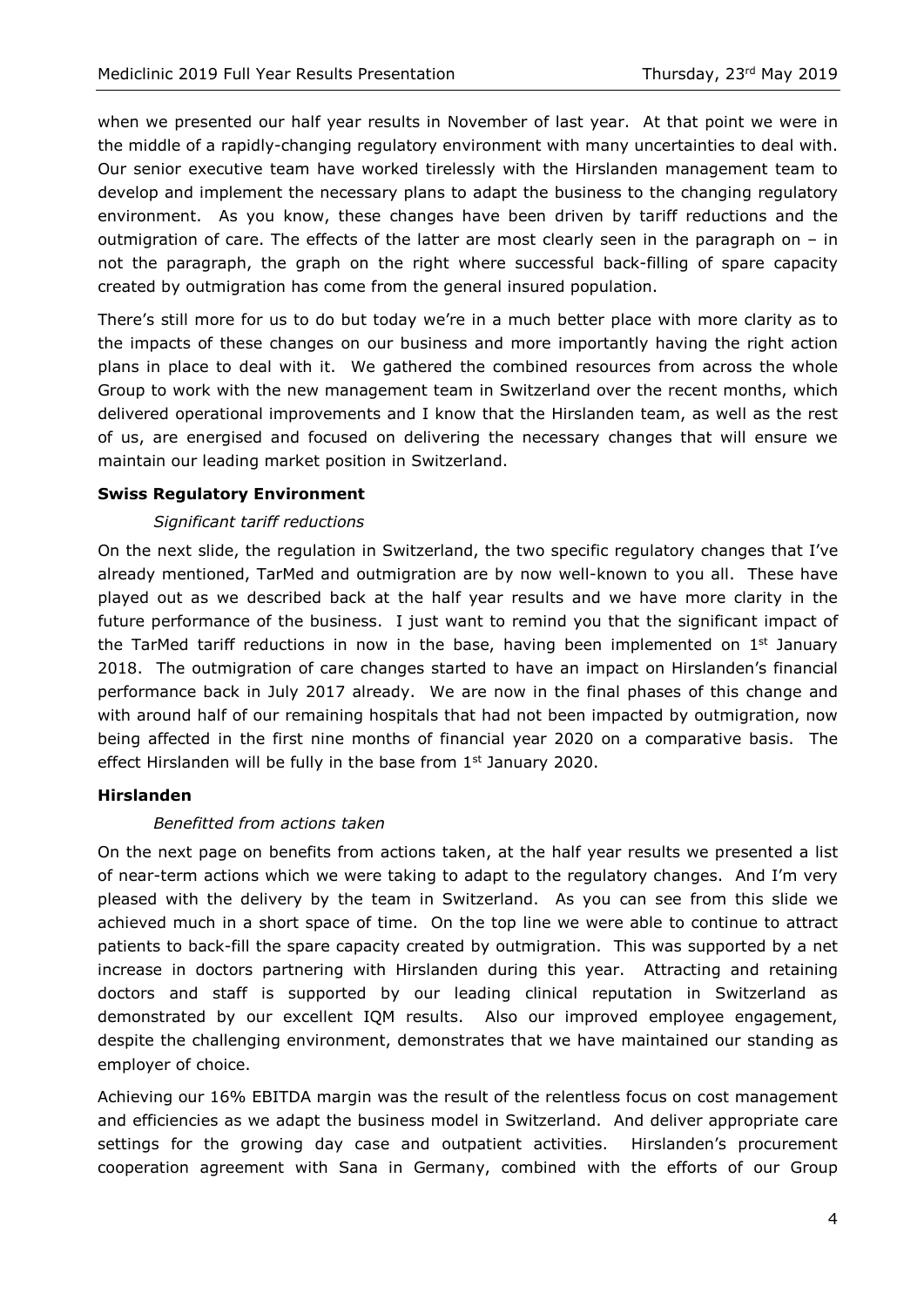when we presented our half year results in November of last year. At that point we were in the middle of a rapidly-changing regulatory environment with many uncertainties to deal with. Our senior executive team have worked tirelessly with the Hirslanden management team to develop and implement the necessary plans to adapt the business to the changing regulatory environment. As you know, these changes have been driven by tariff reductions and the outmigration of care. The effects of the latter are most clearly seen in the paragraph on – in not the paragraph, the graph on the right where successful back-filling of spare capacity created by outmigration has come from the general insured population.

There's still more for us to do but today we're in a much better place with more clarity as to the impacts of these changes on our business and more importantly having the right action plans in place to deal with it. We gathered the combined resources from across the whole Group to work with the new management team in Switzerland over the recent months, which delivered operational improvements and I know that the Hirslanden team, as well as the rest of us, are energised and focused on delivering the necessary changes that will ensure we maintain our leading market position in Switzerland.

**Swiss Regulatory Environment**

*Significant tariff reductions*

On the next slide, the regulation in Switzerland, the two specific regulatory changes that I've already mentioned, TarMed and outmigration are by now well-known to you all. These have played out as we described back at the half year results and we have more clarity in the future performance of the business. I just want to remind you that the significant impact of the TarMed tariff reductions in now in the base, having been implemented on 1st January 2018. The outmigration of care changes started to have an impact on Hirslanden's financial performance back in July 2017 already. We are now in the final phases of this change and with around half of our remaining hospitals that had not been impacted by outmigration, now being affected in the first nine months of financial year 2020 on a comparative basis. The effect Hirslanden will be fully in the base from 1st January 2020.

**Hirslanden**

*Benefitted from actions taken*

On the next page on benefits from actions taken, at the half year results we presented a list of near-term actions which we were taking to adapt to the regulatory changes. And I'm very pleased with the delivery by the team in Switzerland. As you can see from this slide we achieved much in a short space of time. On the top line we were able to continue to attract patients to back-fill the spare capacity created by outmigration. This was supported by a net increase in doctors partnering with Hirslanden during this year. Attracting and retaining doctors and staff is supported by our leading clinical reputation in Switzerland as demonstrated by our excellent IQM results. Also our improved employee engagement, despite the challenging environment, demonstrates that we have maintained our standing as employer of choice.

Achieving our 16% EBITDA margin was the result of the relentless focus on cost management and efficiencies as we adapt the business model in Switzerland. And deliver appropriate care settings for the growing day case and outpatient activities. Hirslanden's procurement cooperation agreement with Sana in Germany, combined with the efforts of our Group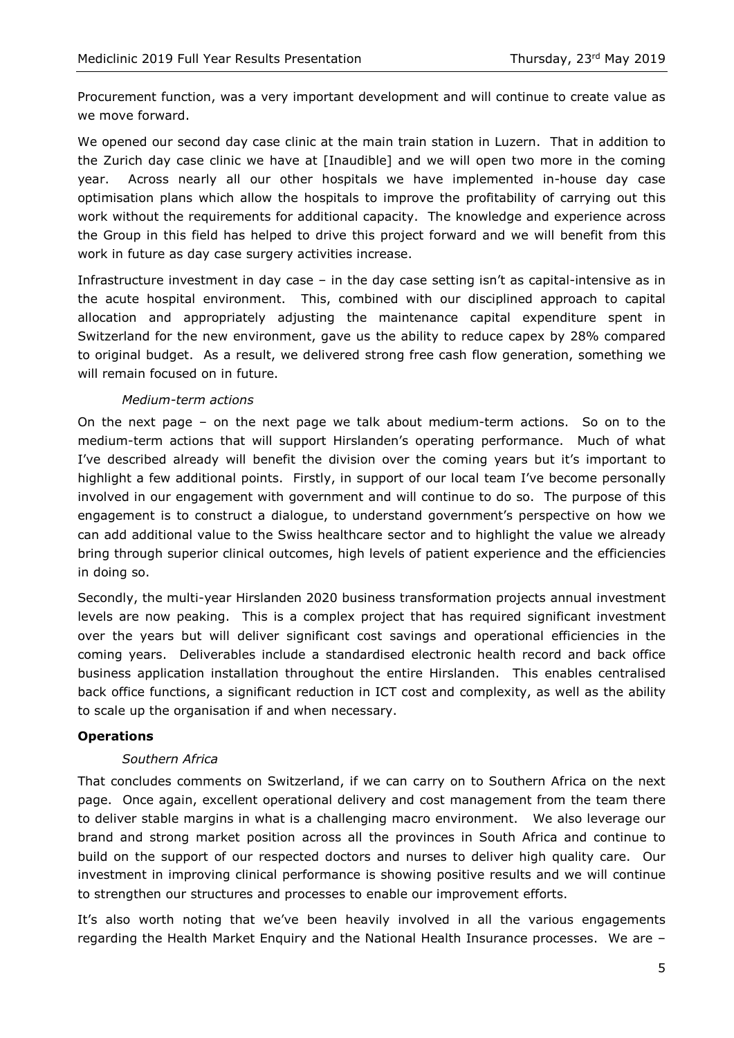Procurement function, was a very important development and will continue to create value as we move forward.

We opened our second day case clinic at the main train station in Luzern. That in addition to the Zurich day case clinic we have at [Inaudible] and we will open two more in the coming year. Across nearly all our other hospitals we have implemented in-house day case optimisation plans which allow the hospitals to improve the profitability of carrying out this work without the requirements for additional capacity. The knowledge and experience across the Group in this field has helped to drive this project forward and we will benefit from this work in future as day case surgery activities increase.

Infrastructure investment in day case – in the day case setting isn't as capital-intensive as in the acute hospital environment. This, combined with our disciplined approach to capital allocation and appropriately adjusting the maintenance capital expenditure spent in Switzerland for the new environment, gave us the ability to reduce capex by 28% compared to original budget. As a result, we delivered strong free cash flow generation, something we will remain focused on in future.

*Medium-term actions*

On the next page – on the next page we talk about medium-term actions. So on to the medium-term actions that will support Hirslanden's operating performance. Much of what I've described already will benefit the division over the coming years but it's important to highlight a few additional points. Firstly, in support of our local team I've become personally involved in our engagement with government and will continue to do so. The purpose of this engagement is to construct a dialogue, to understand government's perspective on how we can add additional value to the Swiss healthcare sector and to highlight the value we already bring through superior clinical outcomes, high levels of patient experience and the efficiencies in doing so.

Secondly, the multi-year Hirslanden 2020 business transformation projects annual investment levels are now peaking. This is a complex project that has required significant investment over the years but will deliver significant cost savings and operational efficiencies in the coming years. Deliverables include a standardised electronic health record and back office business application installation throughout the entire Hirslanden. This enables centralised back office functions, a significant reduction in ICT cost and complexity, as well as the ability to scale up the organisation if and when necessary.

**Operations**

*Southern Africa*

That concludes comments on Switzerland, if we can carry on to Southern Africa on the next page. Once again, excellent operational delivery and cost management from the team there to deliver stable margins in what is a challenging macro environment. We also leverage our brand and strong market position across all the provinces in South Africa and continue to build on the support of our respected doctors and nurses to deliver high quality care. Our investment in improving clinical performance is showing positive results and we will continue to strengthen our structures and processes to enable our improvement efforts.

It's also worth noting that we've been heavily involved in all the various engagements regarding the Health Market Enquiry and the National Health Insurance processes. We are –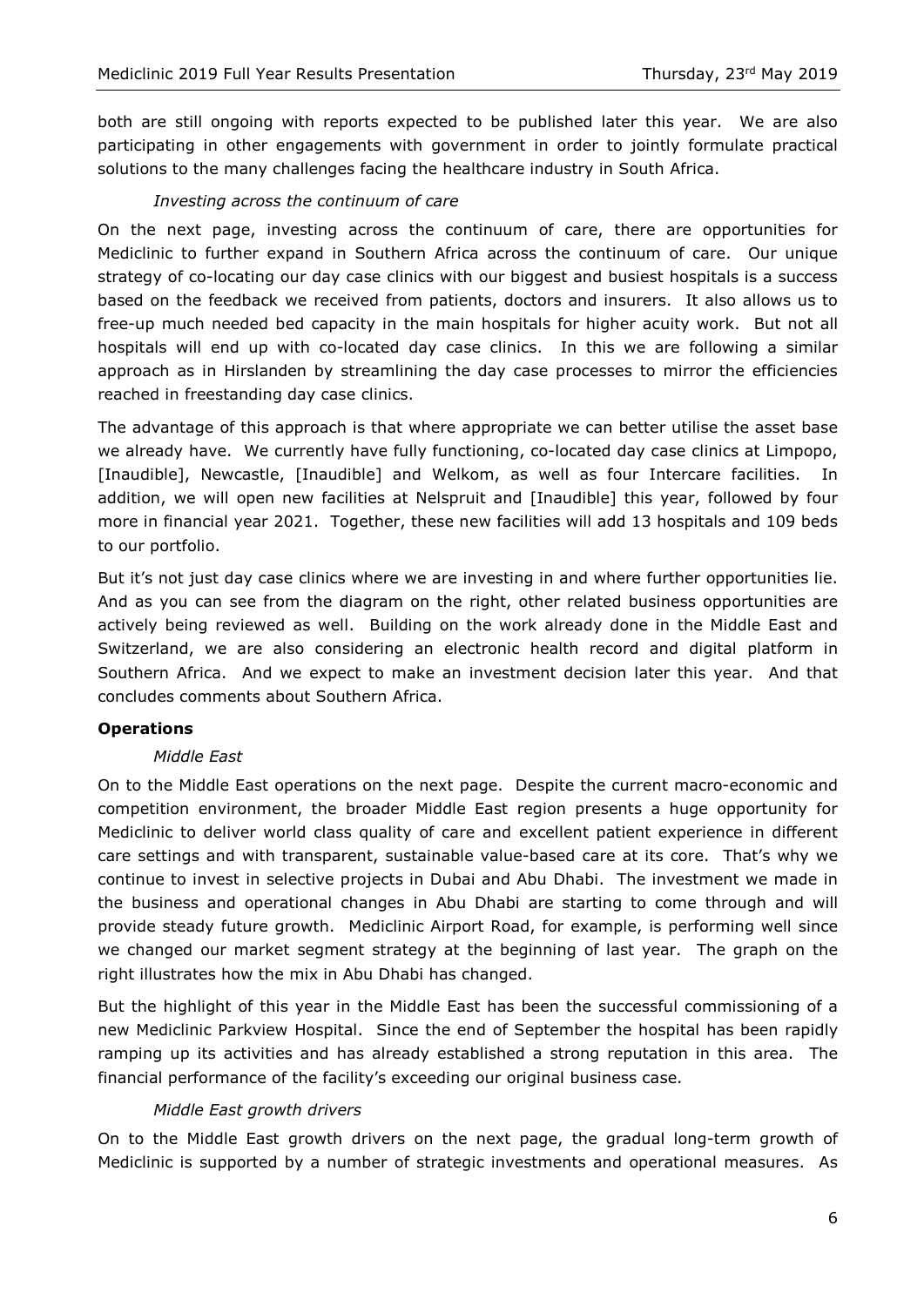both are still ongoing with reports expected to be published later this year. We are also participating in other engagements with government in order to jointly formulate practical solutions to the many challenges facing the healthcare industry in South Africa.

*Investing across the continuum of care*

On the next page, investing across the continuum of care, there are opportunities for Mediclinic to further expand in Southern Africa across the continuum of care. Our unique strategy of co-locating our day case clinics with our biggest and busiest hospitals is a success based on the feedback we received from patients, doctors and insurers. It also allows us to free-up much needed bed capacity in the main hospitals for higher acuity work. But not all hospitals will end up with co-located day case clinics. In this we are following a similar approach as in Hirslanden by streamlining the day case processes to mirror the efficiencies reached in freestanding day case clinics.

The advantage of this approach is that where appropriate we can better utilise the asset base we already have. We currently have fully functioning, co-located day case clinics at Limpopo, [Inaudible], Newcastle, [Inaudible] and Welkom, as well as four Intercare facilities. In addition, we will open new facilities at Nelspruit and [Inaudible] this year, followed by four more in financial year 2021. Together, these new facilities will add 13 hospitals and 109 beds to our portfolio.

But it's not just day case clinics where we are investing in and where further opportunities lie. And as you can see from the diagram on the right, other related business opportunities are actively being reviewed as well. Building on the work already done in the Middle East and Switzerland, we are also considering an electronic health record and digital platform in Southern Africa. And we expect to make an investment decision later this year. And that concludes comments about Southern Africa.

**Operations**

*Middle East*

On to the Middle East operations on the next page. Despite the current macro-economic and competition environment, the broader Middle East region presents a huge opportunity for Mediclinic to deliver world class quality of care and excellent patient experience in different care settings and with transparent, sustainable value-based care at its core. That's why we continue to invest in selective projects in Dubai and Abu Dhabi. The investment we made in the business and operational changes in Abu Dhabi are starting to come through and will provide steady future growth. Mediclinic Airport Road, for example, is performing well since we changed our market segment strategy at the beginning of last year. The graph on the right illustrates how the mix in Abu Dhabi has changed.

But the highlight of this year in the Middle East has been the successful commissioning of a new Mediclinic Parkview Hospital. Since the end of September the hospital has been rapidly ramping up its activities and has already established a strong reputation in this area. The financial performance of the facility's exceeding our original business case.

*Middle East growth drivers*

On to the Middle East growth drivers on the next page, the gradual long-term growth of Mediclinic is supported by a number of strategic investments and operational measures. As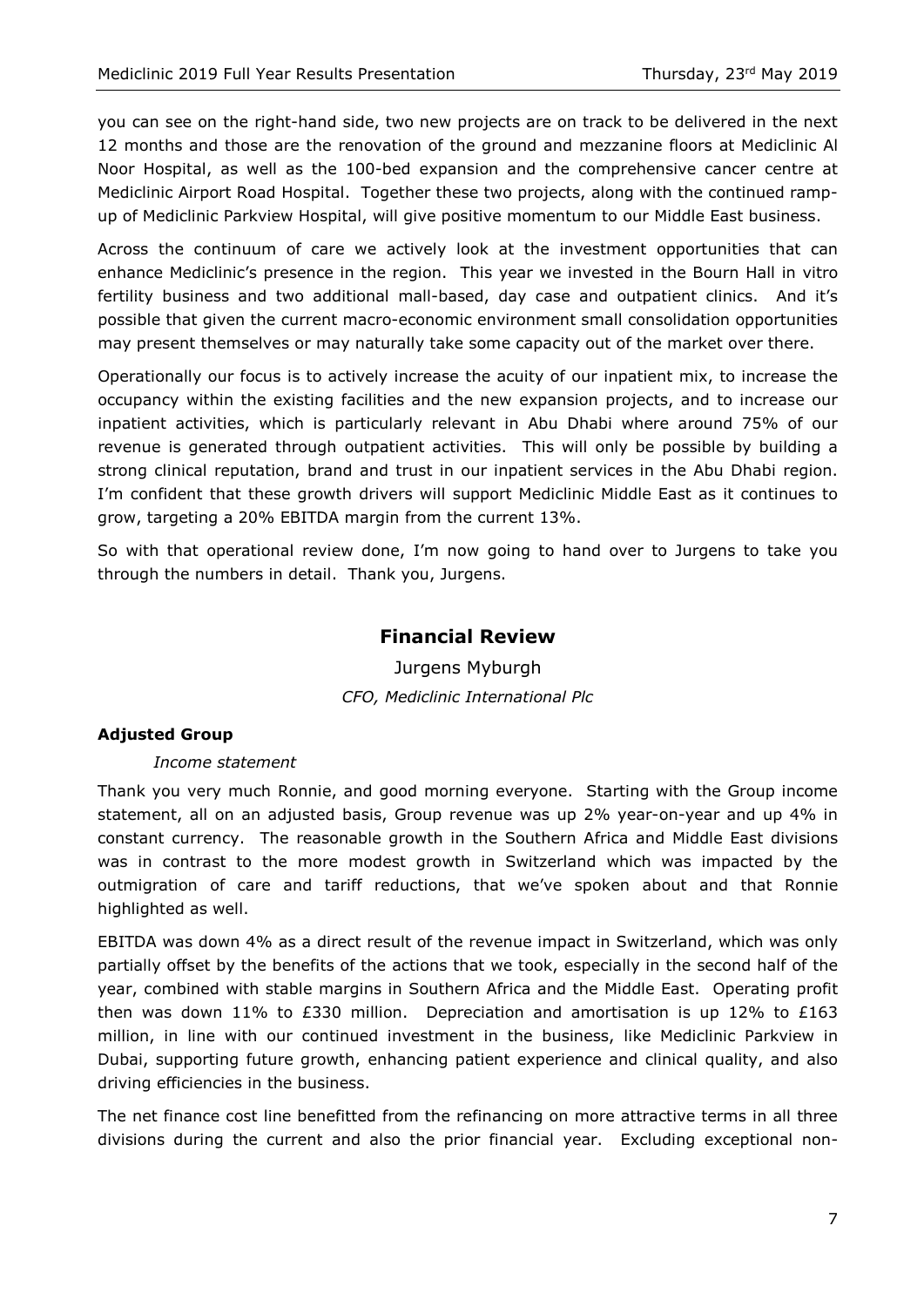you can see on the right-hand side, two new projects are on track to be delivered in the next 12 months and those are the renovation of the ground and mezzanine floors at Mediclinic Al Noor Hospital, as well as the 100-bed expansion and the comprehensive cancer centre at Mediclinic Airport Road Hospital. Together these two projects, along with the continued ramp-up of Mediclinic Parkview Hospital, will give positive momentum to our Middle East business.

Across the continuum of care we actively look at the investment opportunities that can enhance Mediclinic's presence in the region. This year we invested in the Bourn Hall in vitro fertility business and two additional mall-based, day case and outpatient clinics. And it's possible that given the current macro-economic environment small consolidation opportunities may present themselves or may naturally take some capacity out of the market over there.

Operationally our focus is to actively increase the acuity of our inpatient mix, to increase the occupancy within the existing facilities and the new expansion projects, and to increase our inpatient activities, which is particularly relevant in Abu Dhabi where around 75% of our revenue is generated through outpatient activities. This will only be possible by building a strong clinical reputation, brand and trust in our inpatient services in the Abu Dhabi region. I'm confident that these growth drivers will support Mediclinic Middle East as it continues to grow, targeting a 20% EBITDA margin from the current 13%.

So with that operational review done, I'm now going to hand over to Jurgens to take you through the numbers in detail. Thank you, Jurgens.

## Financial Review

Jurgens Myburgh

*CFO, Mediclinic International Plc*

### Adjusted Group

*Income statement*

Thank you very much Ronnie, and good morning everyone. Starting with the Group income statement, all on an adjusted basis, Group revenue was up 2% year-on-year and up 4% in constant currency. The reasonable growth in the Southern Africa and Middle East divisions was in contrast to the more modest growth in Switzerland which was impacted by the outmigration of care and tariff reductions, that we've spoken about and that Ronnie highlighted as well.

EBITDA was down 4% as a direct result of the revenue impact in Switzerland, which was only partially offset by the benefits of the actions that we took, especially in the second half of the year, combined with stable margins in Southern Africa and the Middle East. Operating profit then was down 11% to £330 million. Depreciation and amortisation is up 12% to £163 million, in line with our continued investment in the business, like Mediclinic Parkview in Dubai, supporting future growth, enhancing patient experience and clinical quality, and also driving efficiencies in the business.

The net finance cost line benefitted from the refinancing on more attractive terms in all three divisions during the current and also the prior financial year. Excluding exceptional non-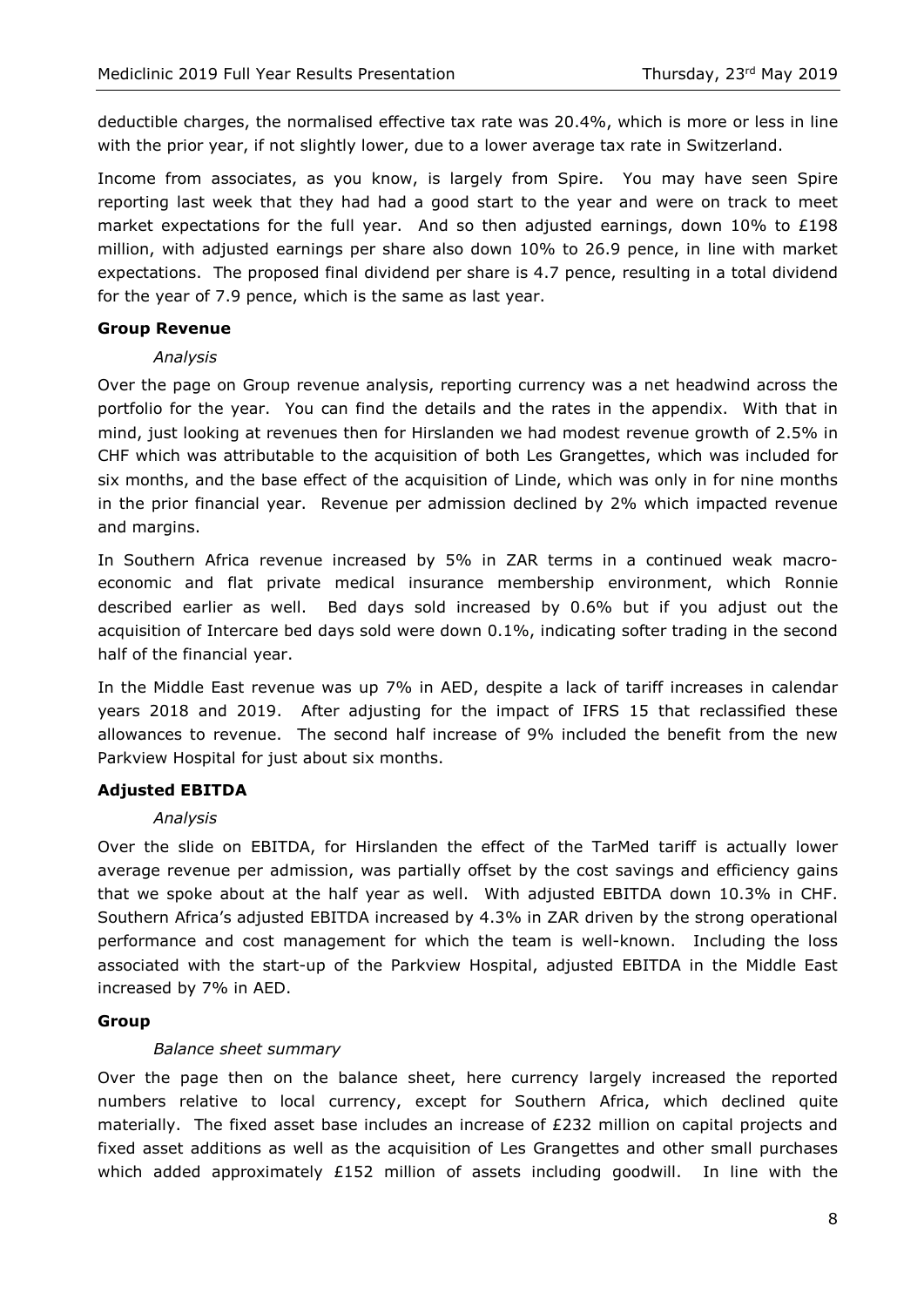deductible charges, the normalised effective tax rate was 20.4%, which is more or less in line with the prior year, if not slightly lower, due to a lower average tax rate in Switzerland.

Income from associates, as you know, is largely from Spire. You may have seen Spire reporting last week that they had had a good start to the year and were on track to meet market expectations for the full year. And so then adjusted earnings, down 10% to £198 million, with adjusted earnings per share also down 10% to 26.9 pence, in line with market expectations. The proposed final dividend per share is 4.7 pence, resulting in a total dividend for the year of 7.9 pence, which is the same as last year.

**Group Revenue**

*Analysis*

Over the page on Group revenue analysis, reporting currency was a net headwind across the portfolio for the year. You can find the details and the rates in the appendix. With that in mind, just looking at revenues then for Hirslanden we had modest revenue growth of 2.5% in CHF which was attributable to the acquisition of both Les Grangettes, which was included for six months, and the base effect of the acquisition of Linde, which was only in for nine months in the prior financial year. Revenue per admission declined by 2% which impacted revenue and margins.

In Southern Africa revenue increased by 5% in ZAR terms in a continued weak macro-economic and flat private medical insurance membership environment, which Ronnie described earlier as well. Bed days sold increased by 0.6% but if you adjust out the acquisition of Intercare bed days sold were down 0.1%, indicating softer trading in the second half of the financial year.

In the Middle East revenue was up 7% in AED, despite a lack of tariff increases in calendar years 2018 and 2019. After adjusting for the impact of IFRS 15 that reclassified these allowances to revenue. The second half increase of 9% included the benefit from the new Parkview Hospital for just about six months.

**Adjusted EBITDA**

*Analysis*

Over the slide on EBITDA, for Hirslanden the effect of the TarMed tariff is actually lower average revenue per admission, was partially offset by the cost savings and efficiency gains that we spoke about at the half year as well. With adjusted EBITDA down 10.3% in CHF. Southern Africa's adjusted EBITDA increased by 4.3% in ZAR driven by the strong operational performance and cost management for which the team is well-known. Including the loss associated with the start-up of the Parkview Hospital, adjusted EBITDA in the Middle East increased by 7% in AED.

**Group**

*Balance sheet summary*

Over the page then on the balance sheet, here currency largely increased the reported numbers relative to local currency, except for Southern Africa, which declined quite materially. The fixed asset base includes an increase of £232 million on capital projects and fixed asset additions as well as the acquisition of Les Grangettes and other small purchases which added approximately £152 million of assets including goodwill. In line with the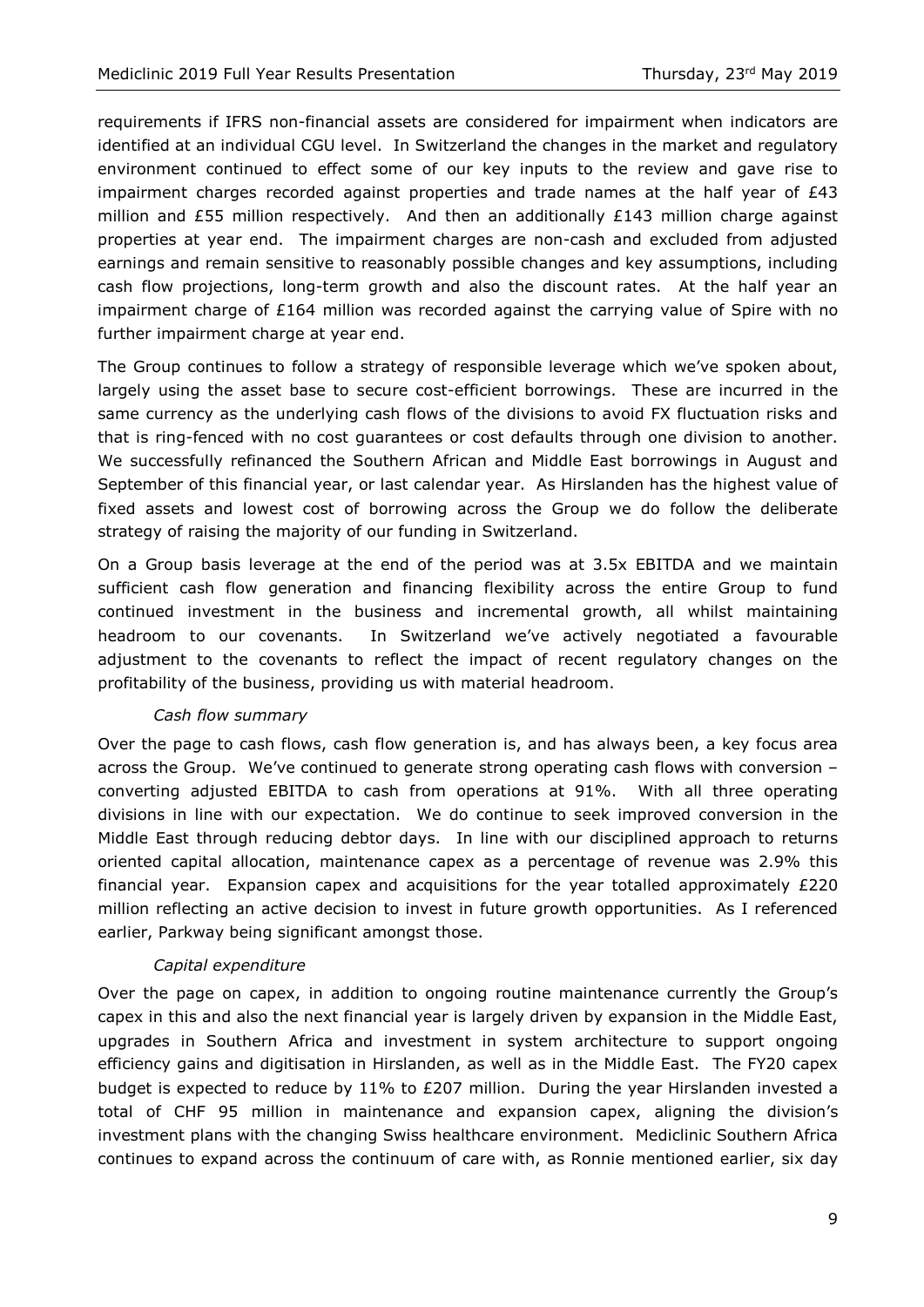requirements if IFRS non-financial assets are considered for impairment when indicators are identified at an individual CGU level. In Switzerland the changes in the market and regulatory environment continued to effect some of our key inputs to the review and gave rise to impairment charges recorded against properties and trade names at the half year of £43 million and £55 million respectively. And then an additionally £143 million charge against properties at year end. The impairment charges are non-cash and excluded from adjusted earnings and remain sensitive to reasonably possible changes and key assumptions, including cash flow projections, long-term growth and also the discount rates. At the half year an impairment charge of £164 million was recorded against the carrying value of Spire with no further impairment charge at year end.

The Group continues to follow a strategy of responsible leverage which we've spoken about, largely using the asset base to secure cost-efficient borrowings. These are incurred in the same currency as the underlying cash flows of the divisions to avoid FX fluctuation risks and that is ring-fenced with no cost guarantees or cost defaults through one division to another. We successfully refinanced the Southern African and Middle East borrowings in August and September of this financial year, or last calendar year. As Hirslanden has the highest value of fixed assets and lowest cost of borrowing across the Group we do follow the deliberate strategy of raising the majority of our funding in Switzerland.

On a Group basis leverage at the end of the period was at 3.5x EBITDA and we maintain sufficient cash flow generation and financing flexibility across the entire Group to fund continued investment in the business and incremental growth, all whilst maintaining headroom to our covenants. In Switzerland we've actively negotiated a favourable adjustment to the covenants to reflect the impact of recent regulatory changes on the profitability of the business, providing us with material headroom.

*Cash flow summary*

Over the page to cash flows, cash flow generation is, and has always been, a key focus area across the Group. We've continued to generate strong operating cash flows with conversion – converting adjusted EBITDA to cash from operations at 91%. With all three operating divisions in line with our expectation. We do continue to seek improved conversion in the Middle East through reducing debtor days. In line with our disciplined approach to returns oriented capital allocation, maintenance capex as a percentage of revenue was 2.9% this financial year. Expansion capex and acquisitions for the year totalled approximately £220 million reflecting an active decision to invest in future growth opportunities. As I referenced earlier, Parkway being significant amongst those.

*Capital expenditure*

Over the page on capex, in addition to ongoing routine maintenance currently the Group's capex in this and also the next financial year is largely driven by expansion in the Middle East, upgrades in Southern Africa and investment in system architecture to support ongoing efficiency gains and digitisation in Hirslanden, as well as in the Middle East. The FY20 capex budget is expected to reduce by 11% to £207 million. During the year Hirslanden invested a total of CHF 95 million in maintenance and expansion capex, aligning the division's investment plans with the changing Swiss healthcare environment. Mediclinic Southern Africa continues to expand across the continuum of care with, as Ronnie mentioned earlier, six day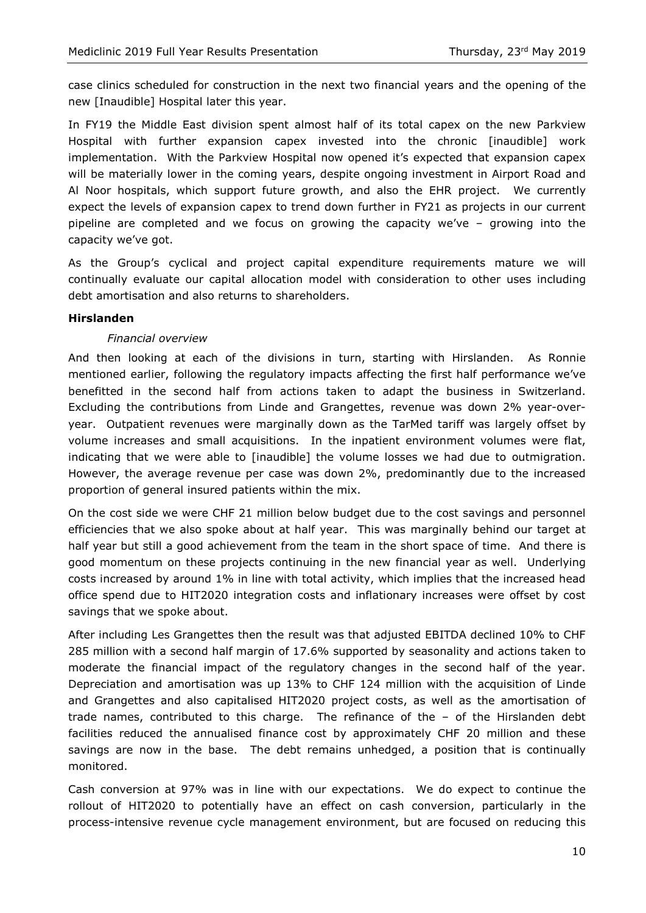case clinics scheduled for construction in the next two financial years and the opening of the new [Inaudible] Hospital later this year.

In FY19 the Middle East division spent almost half of its total capex on the new Parkview Hospital with further expansion capex invested into the chronic [inaudible] work implementation. With the Parkview Hospital now opened it's expected that expansion capex will be materially lower in the coming years, despite ongoing investment in Airport Road and Al Noor hospitals, which support future growth, and also the EHR project. We currently expect the levels of expansion capex to trend down further in FY21 as projects in our current pipeline are completed and we focus on growing the capacity we've – growing into the capacity we've got.

As the Group's cyclical and project capital expenditure requirements mature we will continually evaluate our capital allocation model with consideration to other uses including debt amortisation and also returns to shareholders.

**Hirslanden**

*Financial overview*

And then looking at each of the divisions in turn, starting with Hirslanden. As Ronnie mentioned earlier, following the regulatory impacts affecting the first half performance we've benefitted in the second half from actions taken to adapt the business in Switzerland. Excluding the contributions from Linde and Grangettes, revenue was down 2% year-over-year. Outpatient revenues were marginally down as the TarMed tariff was largely offset by volume increases and small acquisitions. In the inpatient environment volumes were flat, indicating that we were able to [inaudible] the volume losses we had due to outmigration. However, the average revenue per case was down 2%, predominantly due to the increased proportion of general insured patients within the mix.

On the cost side we were CHF 21 million below budget due to the cost savings and personnel efficiencies that we also spoke about at half year. This was marginally behind our target at half year but still a good achievement from the team in the short space of time. And there is good momentum on these projects continuing in the new financial year as well. Underlying costs increased by around 1% in line with total activity, which implies that the increased head office spend due to HIT2020 integration costs and inflationary increases were offset by cost savings that we spoke about.

After including Les Grangettes then the result was that adjusted EBITDA declined 10% to CHF 285 million with a second half margin of 17.6% supported by seasonality and actions taken to moderate the financial impact of the regulatory changes in the second half of the year. Depreciation and amortisation was up 13% to CHF 124 million with the acquisition of Linde and Grangettes and also capitalised HIT2020 project costs, as well as the amortisation of trade names, contributed to this charge. The refinance of the – of the Hirslanden debt facilities reduced the annualised finance cost by approximately CHF 20 million and these savings are now in the base. The debt remains unhedged, a position that is continually monitored.

Cash conversion at 97% was in line with our expectations. We do expect to continue the rollout of HIT2020 to potentially have an effect on cash conversion, particularly in the process-intensive revenue cycle management environment, but are focused on reducing this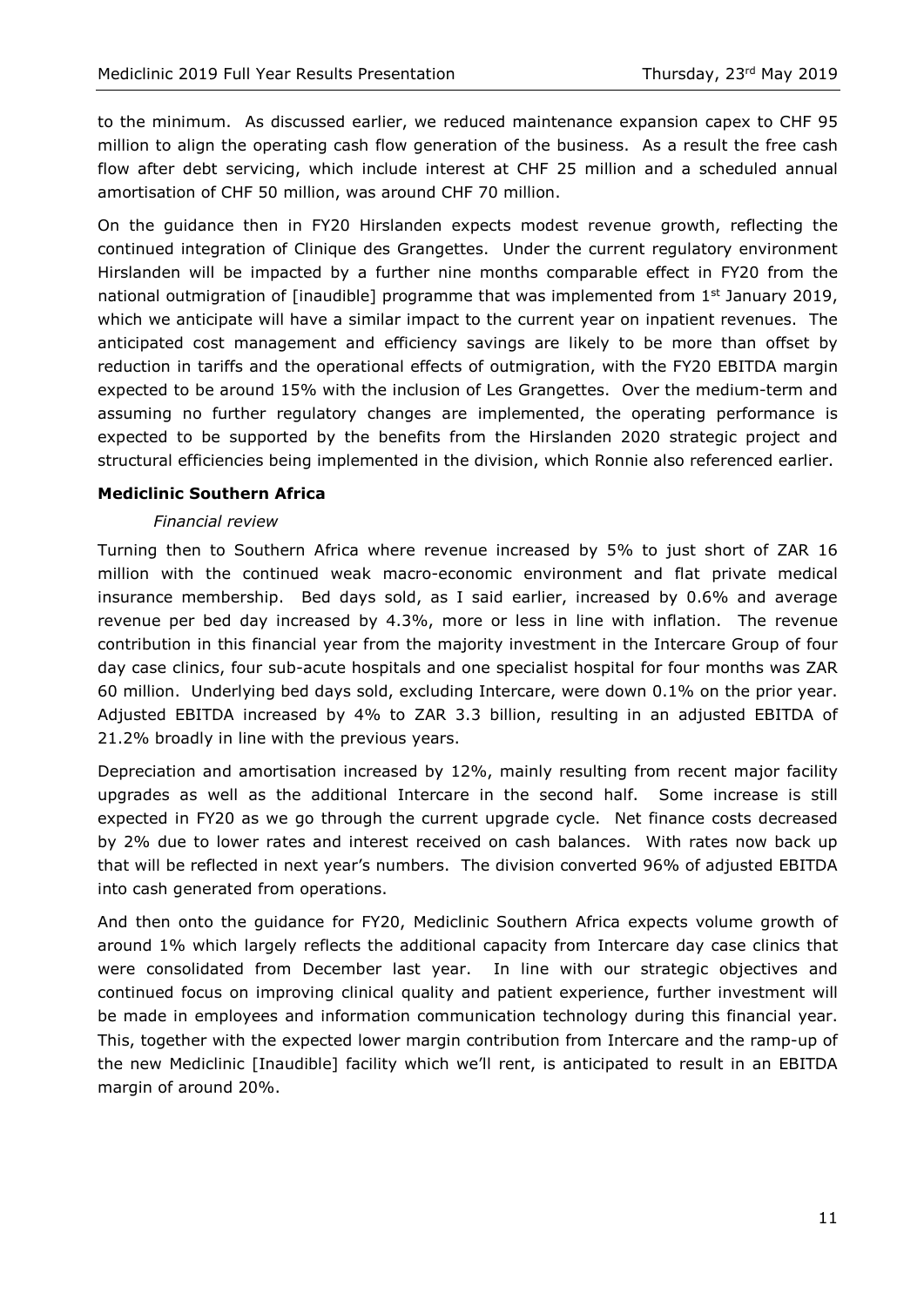to the minimum. As discussed earlier, we reduced maintenance expansion capex to CHF 95 million to align the operating cash flow generation of the business. As a result the free cash flow after debt servicing, which include interest at CHF 25 million and a scheduled annual amortisation of CHF 50 million, was around CHF 70 million.

On the guidance then in FY20 Hirslanden expects modest revenue growth, reflecting the continued integration of Clinique des Grangettes. Under the current regulatory environment Hirslanden will be impacted by a further nine months comparable effect in FY20 from the national outmigration of [inaudible] programme that was implemented from 1st January 2019, which we anticipate will have a similar impact to the current year on inpatient revenues. The anticipated cost management and efficiency savings are likely to be more than offset by reduction in tariffs and the operational effects of outmigration, with the FY20 EBITDA margin expected to be around 15% with the inclusion of Les Grangettes. Over the medium-term and assuming no further regulatory changes are implemented, the operating performance is expected to be supported by the benefits from the Hirslanden 2020 strategic project and structural efficiencies being implemented in the division, which Ronnie also referenced earlier.

**Mediclinic Southern Africa**

*Financial review*

Turning then to Southern Africa where revenue increased by 5% to just short of ZAR 16 million with the continued weak macro-economic environment and flat private medical insurance membership. Bed days sold, as I said earlier, increased by 0.6% and average revenue per bed day increased by 4.3%, more or less in line with inflation. The revenue contribution in this financial year from the majority investment in the Intercare Group of four day case clinics, four sub-acute hospitals and one specialist hospital for four months was ZAR 60 million. Underlying bed days sold, excluding Intercare, were down 0.1% on the prior year. Adjusted EBITDA increased by 4% to ZAR 3.3 billion, resulting in an adjusted EBITDA of 21.2% broadly in line with the previous years.

Depreciation and amortisation increased by 12%, mainly resulting from recent major facility upgrades as well as the additional Intercare in the second half. Some increase is still expected in FY20 as we go through the current upgrade cycle. Net finance costs decreased by 2% due to lower rates and interest received on cash balances. With rates now back up that will be reflected in next year's numbers. The division converted 96% of adjusted EBITDA into cash generated from operations.

And then onto the guidance for FY20, Mediclinic Southern Africa expects volume growth of around 1% which largely reflects the additional capacity from Intercare day case clinics that were consolidated from December last year. In line with our strategic objectives and continued focus on improving clinical quality and patient experience, further investment will be made in employees and information communication technology during this financial year. This, together with the expected lower margin contribution from Intercare and the ramp-up of the new Mediclinic [Inaudible] facility which we'll rent, is anticipated to result in an EBITDA margin of around 20%.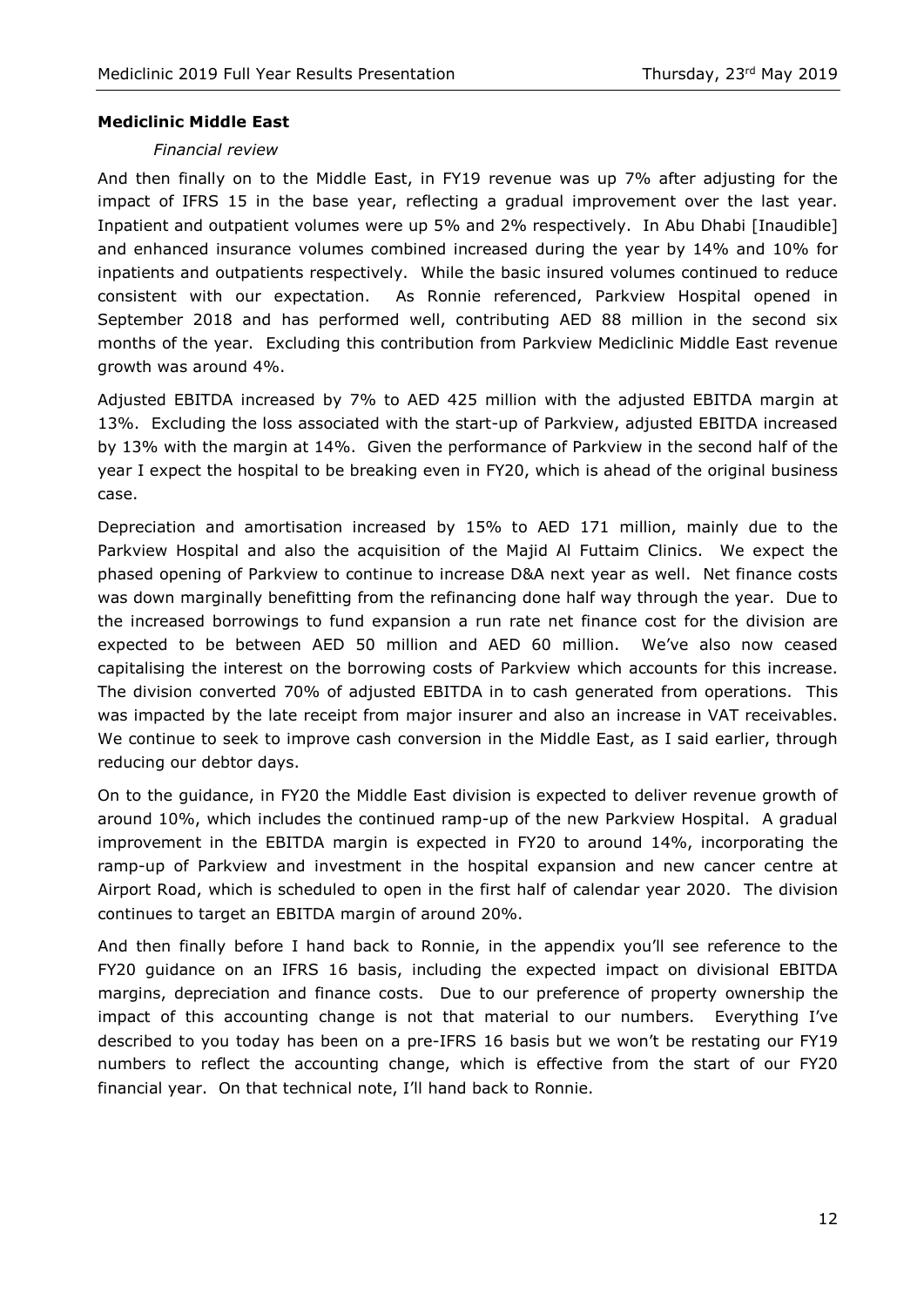**Mediclinic Middle East**

*Financial review*

And then finally on to the Middle East, in FY19 revenue was up 7% after adjusting for the impact of IFRS 15 in the base year, reflecting a gradual improvement over the last year. Inpatient and outpatient volumes were up 5% and 2% respectively. In Abu Dhabi [Inaudible] and enhanced insurance volumes combined increased during the year by 14% and 10% for inpatients and outpatients respectively. While the basic insured volumes continued to reduce consistent with our expectation. As Ronnie referenced, Parkview Hospital opened in September 2018 and has performed well, contributing AED 88 million in the second six months of the year. Excluding this contribution from Parkview Mediclinic Middle East revenue growth was around 4%.

Adjusted EBITDA increased by 7% to AED 425 million with the adjusted EBITDA margin at 13%. Excluding the loss associated with the start-up of Parkview, adjusted EBITDA increased by 13% with the margin at 14%. Given the performance of Parkview in the second half of the year I expect the hospital to be breaking even in FY20, which is ahead of the original business case.

Depreciation and amortisation increased by 15% to AED 171 million, mainly due to the Parkview Hospital and also the acquisition of the Majid Al Futtaim Clinics. We expect the phased opening of Parkview to continue to increase D&A next year as well. Net finance costs was down marginally benefitting from the refinancing done half way through the year. Due to the increased borrowings to fund expansion a run rate net finance cost for the division are expected to be between AED 50 million and AED 60 million. We've also now ceased capitalising the interest on the borrowing costs of Parkview which accounts for this increase. The division converted 70% of adjusted EBITDA in to cash generated from operations. This was impacted by the late receipt from major insurer and also an increase in VAT receivables. We continue to seek to improve cash conversion in the Middle East, as I said earlier, through reducing our debtor days.

On to the guidance, in FY20 the Middle East division is expected to deliver revenue growth of around 10%, which includes the continued ramp-up of the new Parkview Hospital. A gradual improvement in the EBITDA margin is expected in FY20 to around 14%, incorporating the ramp-up of Parkview and investment in the hospital expansion and new cancer centre at Airport Road, which is scheduled to open in the first half of calendar year 2020. The division continues to target an EBITDA margin of around 20%.

And then finally before I hand back to Ronnie, in the appendix you'll see reference to the FY20 guidance on an IFRS 16 basis, including the expected impact on divisional EBITDA margins, depreciation and finance costs. Due to our preference of property ownership the impact of this accounting change is not that material to our numbers. Everything I've described to you today has been on a pre-IFRS 16 basis but we won't be restating our FY19 numbers to reflect the accounting change, which is effective from the start of our FY20 financial year. On that technical note, I'll hand back to Ronnie.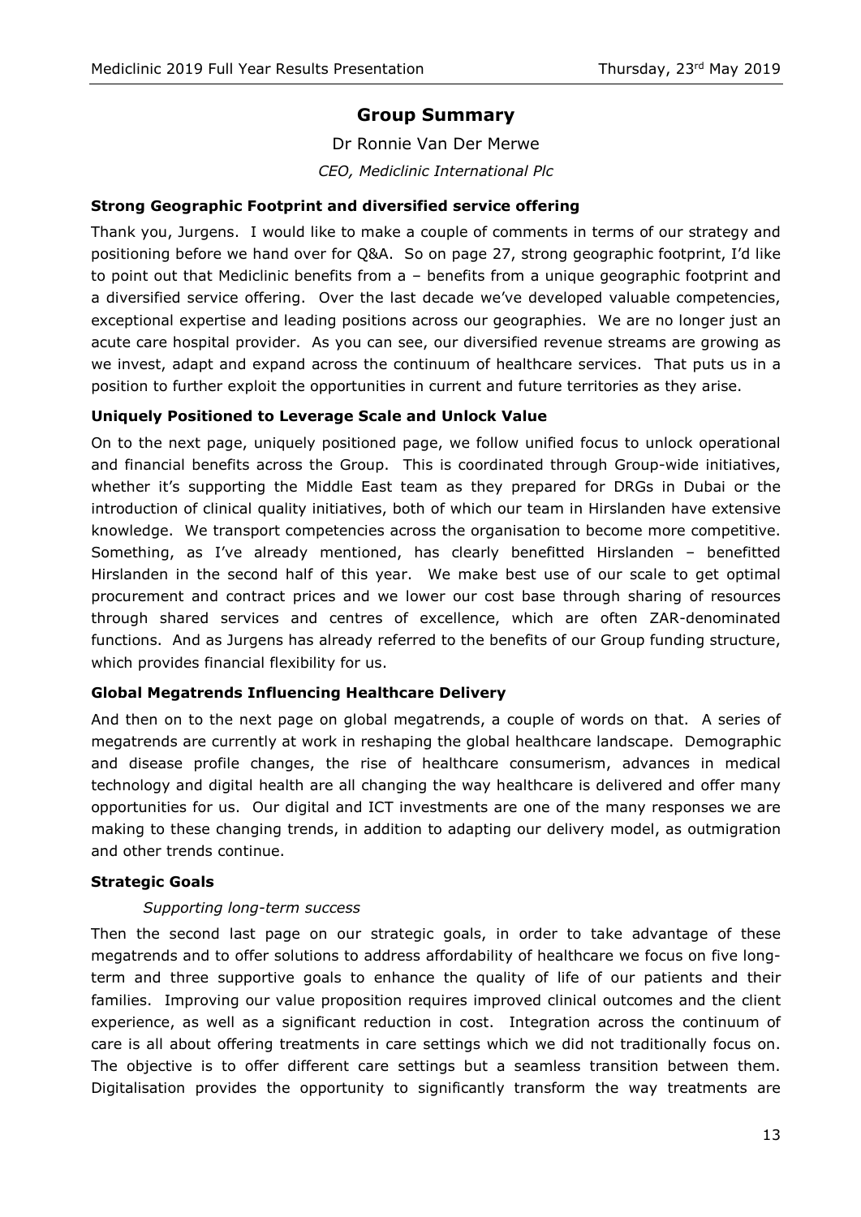## Group Summary

Dr Ronnie Van Der Merwe

*CEO, Mediclinic International Plc*

### Strong Geographic Footprint and diversified service offering

Thank you, Jurgens. I would like to make a couple of comments in terms of our strategy and positioning before we hand over for Q&A. So on page 27, strong geographic footprint, I'd like to point out that Mediclinic benefits from a – benefits from a unique geographic footprint and a diversified service offering. Over the last decade we've developed valuable competencies, exceptional expertise and leading positions across our geographies. We are no longer just an acute care hospital provider. As you can see, our diversified revenue streams are growing as we invest, adapt and expand across the continuum of healthcare services. That puts us in a position to further exploit the opportunities in current and future territories as they arise.

### Uniquely Positioned to Leverage Scale and Unlock Value

On to the next page, uniquely positioned page, we follow unified focus to unlock operational and financial benefits across the Group. This is coordinated through Group-wide initiatives, whether it's supporting the Middle East team as they prepared for DRGs in Dubai or the introduction of clinical quality initiatives, both of which our team in Hirslanden have extensive knowledge. We transport competencies across the organisation to become more competitive. Something, as I've already mentioned, has clearly benefitted Hirslanden – benefitted Hirslanden in the second half of this year. We make best use of our scale to get optimal procurement and contract prices and we lower our cost base through sharing of resources through shared services and centres of excellence, which are often ZAR-denominated functions. And as Jurgens has already referred to the benefits of our Group funding structure, which provides financial flexibility for us.

### Global Megatrends Influencing Healthcare Delivery

And then on to the next page on global megatrends, a couple of words on that. A series of megatrends are currently at work in reshaping the global healthcare landscape. Demographic and disease profile changes, the rise of healthcare consumerism, advances in medical technology and digital health are all changing the way healthcare is delivered and offer many opportunities for us. Our digital and ICT investments are one of the many responses we are making to these changing trends, in addition to adapting our delivery model, as outmigration and other trends continue.

### Strategic Goals

*Supporting long-term success*

Then the second last page on our strategic goals, in order to take advantage of these megatrends and to offer solutions to address affordability of healthcare we focus on five long-term and three supportive goals to enhance the quality of life of our patients and their families. Improving our value proposition requires improved clinical outcomes and the client experience, as well as a significant reduction in cost. Integration across the continuum of care is all about offering treatments in care settings which we did not traditionally focus on. The objective is to offer different care settings but a seamless transition between them. Digitalisation provides the opportunity to significantly transform the way treatments are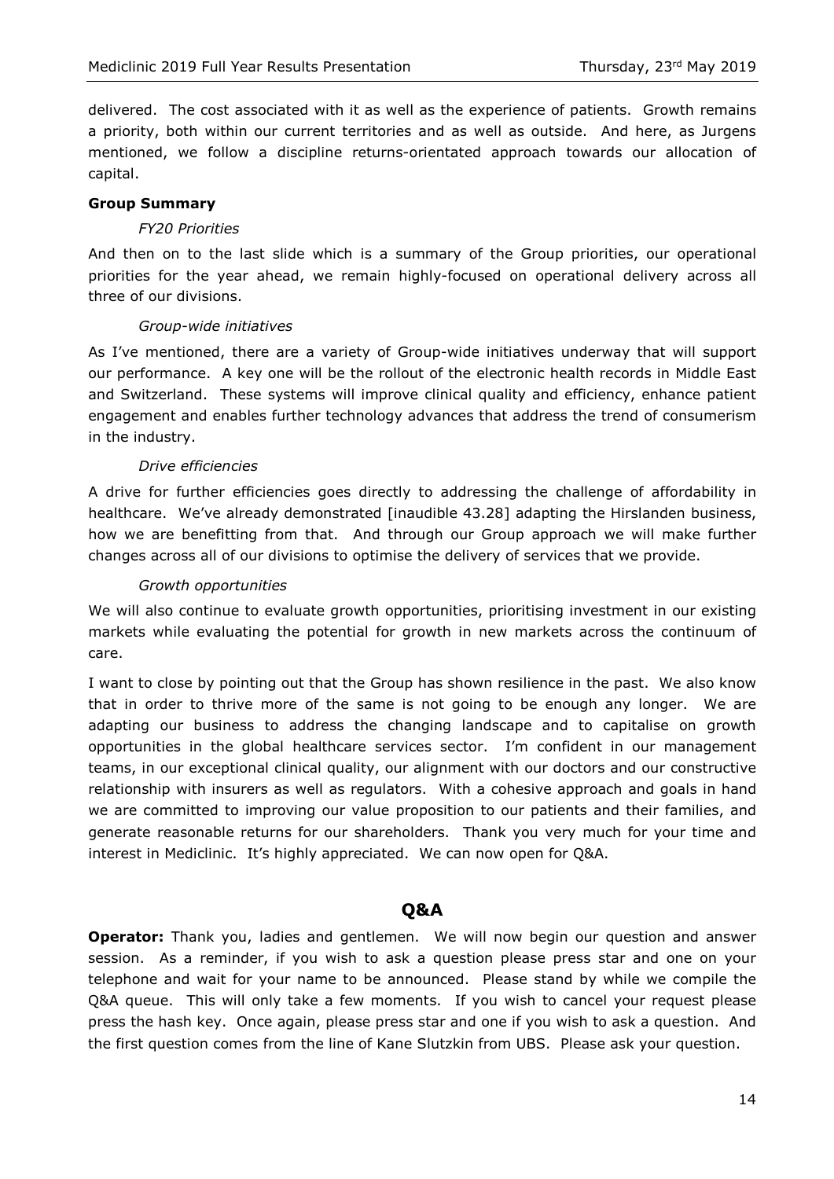delivered. The cost associated with it as well as the experience of patients. Growth remains a priority, both within our current territories and as well as outside. And here, as Jurgens mentioned, we follow a discipline returns-orientated approach towards our allocation of capital.

**Group Summary**

*FY20 Priorities*

And then on to the last slide which is a summary of the Group priorities, our operational priorities for the year ahead, we remain highly-focused on operational delivery across all three of our divisions.

*Group-wide initiatives*

As I've mentioned, there are a variety of Group-wide initiatives underway that will support our performance. A key one will be the rollout of the electronic health records in Middle East and Switzerland. These systems will improve clinical quality and efficiency, enhance patient engagement and enables further technology advances that address the trend of consumerism in the industry.

*Drive efficiencies*

A drive for further efficiencies goes directly to addressing the challenge of affordability in healthcare. We've already demonstrated [inaudible 43.28] adapting the Hirslanden business, how we are benefitting from that. And through our Group approach we will make further changes across all of our divisions to optimise the delivery of services that we provide.

*Growth opportunities*

We will also continue to evaluate growth opportunities, prioritising investment in our existing markets while evaluating the potential for growth in new markets across the continuum of care.

I want to close by pointing out that the Group has shown resilience in the past. We also know that in order to thrive more of the same is not going to be enough any longer. We are adapting our business to address the changing landscape and to capitalise on growth opportunities in the global healthcare services sector. I'm confident in our management teams, in our exceptional clinical quality, our alignment with our doctors and our constructive relationship with insurers as well as regulators. With a cohesive approach and goals in hand we are committed to improving our value proposition to our patients and their families, and generate reasonable returns for our shareholders. Thank you very much for your time and interest in Mediclinic. It's highly appreciated. We can now open for Q&A.

## Q&A

**Operator:** Thank you, ladies and gentlemen. We will now begin our question and answer session. As a reminder, if you wish to ask a question please press star and one on your telephone and wait for your name to be announced. Please stand by while we compile the Q&A queue. This will only take a few moments. If you wish to cancel your request please press the hash key. Once again, please press star and one if you wish to ask a question. And the first question comes from the line of Kane Slutzkin from UBS. Please ask your question.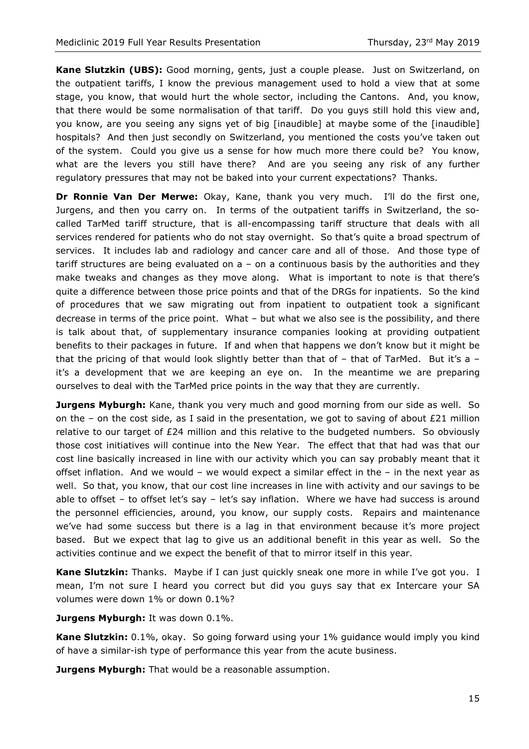**Kane Slutzkin (UBS):** Good morning, gents, just a couple please. Just on Switzerland, on the outpatient tariffs, I know the previous management used to hold a view that at some stage, you know, that would hurt the whole sector, including the Cantons. And, you know, that there would be some normalisation of that tariff. Do you guys still hold this view and, you know, are you seeing any signs yet of big [inaudible] at maybe some of the [inaudible] hospitals? And then just secondly on Switzerland, you mentioned the costs you've taken out of the system. Could you give us a sense for how much more there could be? You know, what are the levers you still have there? And are you seeing any risk of any further regulatory pressures that may not be baked into your current expectations? Thanks.

**Dr Ronnie Van Der Merwe:** Okay, Kane, thank you very much. I'll do the first one, Jurgens, and then you carry on. In terms of the outpatient tariffs in Switzerland, the so-called TarMed tariff structure, that is all-encompassing tariff structure that deals with all services rendered for patients who do not stay overnight. So that's quite a broad spectrum of services. It includes lab and radiology and cancer care and all of those. And those type of tariff structures are being evaluated on a – on a continuous basis by the authorities and they make tweaks and changes as they move along. What is important to note is that there's quite a difference between those price points and that of the DRGs for inpatients. So the kind of procedures that we saw migrating out from inpatient to outpatient took a significant decrease in terms of the price point. What – but what we also see is the possibility, and there is talk about that, of supplementary insurance companies looking at providing outpatient benefits to their packages in future. If and when that happens we don't know but it might be that the pricing of that would look slightly better than that of – that of TarMed. But it's a – it's a development that we are keeping an eye on. In the meantime we are preparing ourselves to deal with the TarMed price points in the way that they are currently.

**Jurgens Myburgh:** Kane, thank you very much and good morning from our side as well. So on the – on the cost side, as I said in the presentation, we got to saving of about £21 million relative to our target of £24 million and this relative to the budgeted numbers. So obviously those cost initiatives will continue into the New Year. The effect that that had was that our cost line basically increased in line with our activity which you can say probably meant that it offset inflation. And we would – we would expect a similar effect in the – in the next year as well. So that, you know, that our cost line increases in line with activity and our savings to be able to offset – to offset let's say – let's say inflation. Where we have had success is around the personnel efficiencies, around, you know, our supply costs. Repairs and maintenance we've had some success but there is a lag in that environment because it's more project based. But we expect that lag to give us an additional benefit in this year as well. So the activities continue and we expect the benefit of that to mirror itself in this year.

**Kane Slutzkin:** Thanks. Maybe if I can just quickly sneak one more in while I've got you. I mean, I'm not sure I heard you correct but did you guys say that ex Intercare your SA volumes were down 1% or down 0.1%?

**Jurgens Myburgh:** It was down 0.1%.

**Kane Slutzkin:** 0.1%, okay. So going forward using your 1% guidance would imply you kind of have a similar-ish type of performance this year from the acute business.

**Jurgens Myburgh:** That would be a reasonable assumption.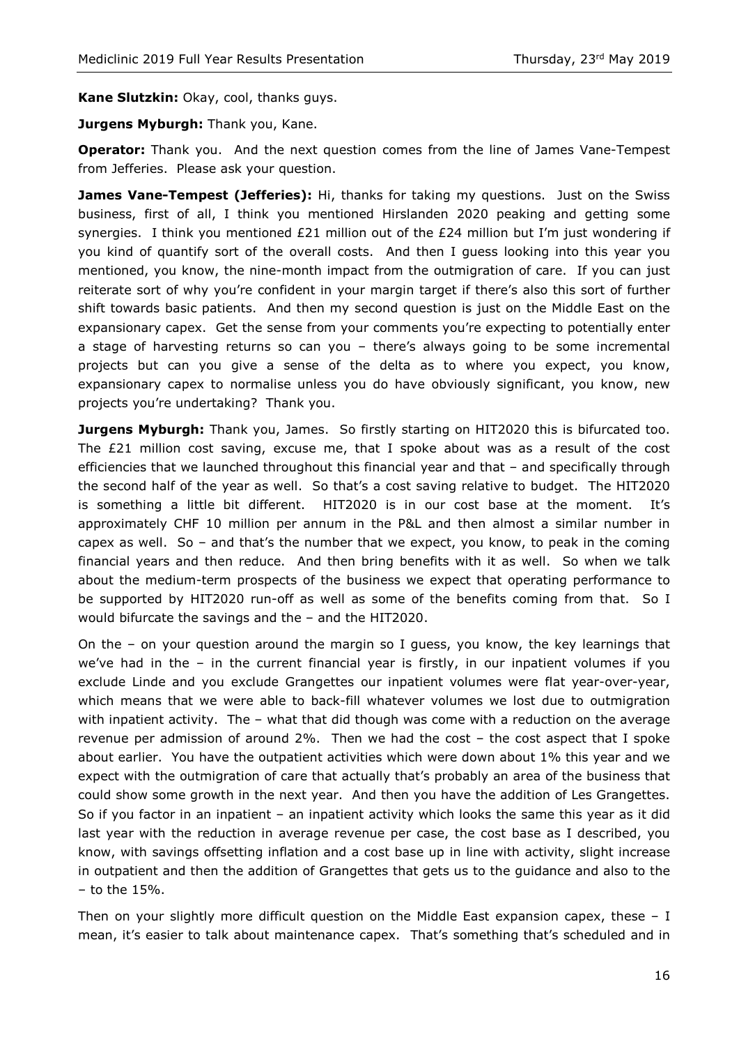**Kane Slutzkin:** Okay, cool, thanks guys.

**Jurgens Myburgh:** Thank you, Kane.

**Operator:** Thank you. And the next question comes from the line of James Vane-Tempest from Jefferies. Please ask your question.

**James Vane-Tempest (Jefferies):** Hi, thanks for taking my questions. Just on the Swiss business, first of all, I think you mentioned Hirslanden 2020 peaking and getting some synergies. I think you mentioned £21 million out of the £24 million but I'm just wondering if you kind of quantify sort of the overall costs. And then I guess looking into this year you mentioned, you know, the nine-month impact from the outmigration of care. If you can just reiterate sort of why you're confident in your margin target if there's also this sort of further shift towards basic patients. And then my second question is just on the Middle East on the expansionary capex. Get the sense from your comments you're expecting to potentially enter a stage of harvesting returns so can you – there's always going to be some incremental projects but can you give a sense of the delta as to where you expect, you know, expansionary capex to normalise unless you do have obviously significant, you know, new projects you're undertaking? Thank you.

**Jurgens Myburgh:** Thank you, James. So firstly starting on HIT2020 this is bifurcated too. The £21 million cost saving, excuse me, that I spoke about was as a result of the cost efficiencies that we launched throughout this financial year and that – and specifically through the second half of the year as well. So that's a cost saving relative to budget. The HIT2020 is something a little bit different. HIT2020 is in our cost base at the moment. It's approximately CHF 10 million per annum in the P&L and then almost a similar number in capex as well. So – and that's the number that we expect, you know, to peak in the coming financial years and then reduce. And then bring benefits with it as well. So when we talk about the medium-term prospects of the business we expect that operating performance to be supported by HIT2020 run-off as well as some of the benefits coming from that. So I would bifurcate the savings and the – and the HIT2020.

On the – on your question around the margin so I guess, you know, the key learnings that we've had in the – in the current financial year is firstly, in our inpatient volumes if you exclude Linde and you exclude Grangettes our inpatient volumes were flat year-over-year, which means that we were able to back-fill whatever volumes we lost due to outmigration with inpatient activity. The – what that did though was come with a reduction on the average revenue per admission of around 2%. Then we had the cost – the cost aspect that I spoke about earlier. You have the outpatient activities which were down about 1% this year and we expect with the outmigration of care that actually that's probably an area of the business that could show some growth in the next year. And then you have the addition of Les Grangettes. So if you factor in an inpatient – an inpatient activity which looks the same this year as it did last year with the reduction in average revenue per case, the cost base as I described, you know, with savings offsetting inflation and a cost base up in line with activity, slight increase in outpatient and then the addition of Grangettes that gets us to the guidance and also to the – to the 15%.

Then on your slightly more difficult question on the Middle East expansion capex, these – I mean, it's easier to talk about maintenance capex. That's something that's scheduled and in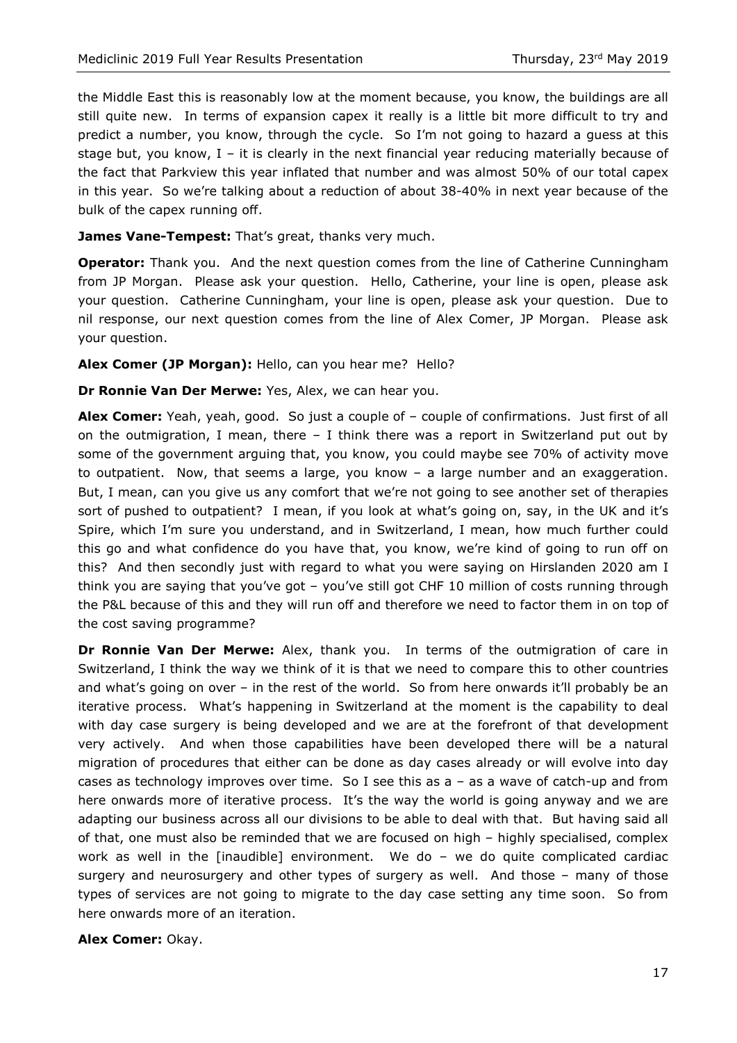the Middle East this is reasonably low at the moment because, you know, the buildings are all still quite new. In terms of expansion capex it really is a little bit more difficult to try and predict a number, you know, through the cycle. So I'm not going to hazard a guess at this stage but, you know, I – it is clearly in the next financial year reducing materially because of the fact that Parkview this year inflated that number and was almost 50% of our total capex in this year. So we're talking about a reduction of about 38-40% in next year because of the bulk of the capex running off.

**James Vane-Tempest:** That's great, thanks very much.

**Operator:** Thank you. And the next question comes from the line of Catherine Cunningham from JP Morgan. Please ask your question. Hello, Catherine, your line is open, please ask your question. Catherine Cunningham, your line is open, please ask your question. Due to nil response, our next question comes from the line of Alex Comer, JP Morgan. Please ask your question.

**Alex Comer (JP Morgan):** Hello, can you hear me? Hello?

**Dr Ronnie Van Der Merwe:** Yes, Alex, we can hear you.

**Alex Comer:** Yeah, yeah, good. So just a couple of – couple of confirmations. Just first of all on the outmigration, I mean, there – I think there was a report in Switzerland put out by some of the government arguing that, you know, you could maybe see 70% of activity move to outpatient. Now, that seems a large, you know – a large number and an exaggeration. But, I mean, can you give us any comfort that we're not going to see another set of therapies sort of pushed to outpatient? I mean, if you look at what's going on, say, in the UK and it's Spire, which I'm sure you understand, and in Switzerland, I mean, how much further could this go and what confidence do you have that, you know, we're kind of going to run off on this? And then secondly just with regard to what you were saying on Hirslanden 2020 am I think you are saying that you've got – you've still got CHF 10 million of costs running through the P&L because of this and they will run off and therefore we need to factor them in on top of the cost saving programme?

**Dr Ronnie Van Der Merwe:** Alex, thank you. In terms of the outmigration of care in Switzerland, I think the way we think of it is that we need to compare this to other countries and what's going on over – in the rest of the world. So from here onwards it'll probably be an iterative process. What's happening in Switzerland at the moment is the capability to deal with day case surgery is being developed and we are at the forefront of that development very actively. And when those capabilities have been developed there will be a natural migration of procedures that either can be done as day cases already or will evolve into day cases as technology improves over time. So I see this as a – as a wave of catch-up and from here onwards more of iterative process. It's the way the world is going anyway and we are adapting our business across all our divisions to be able to deal with that. But having said all of that, one must also be reminded that we are focused on high – highly specialised, complex work as well in the [inaudible] environment. We do – we do quite complicated cardiac surgery and neurosurgery and other types of surgery as well. And those – many of those types of services are not going to migrate to the day case setting any time soon. So from here onwards more of an iteration.

**Alex Comer:** Okay.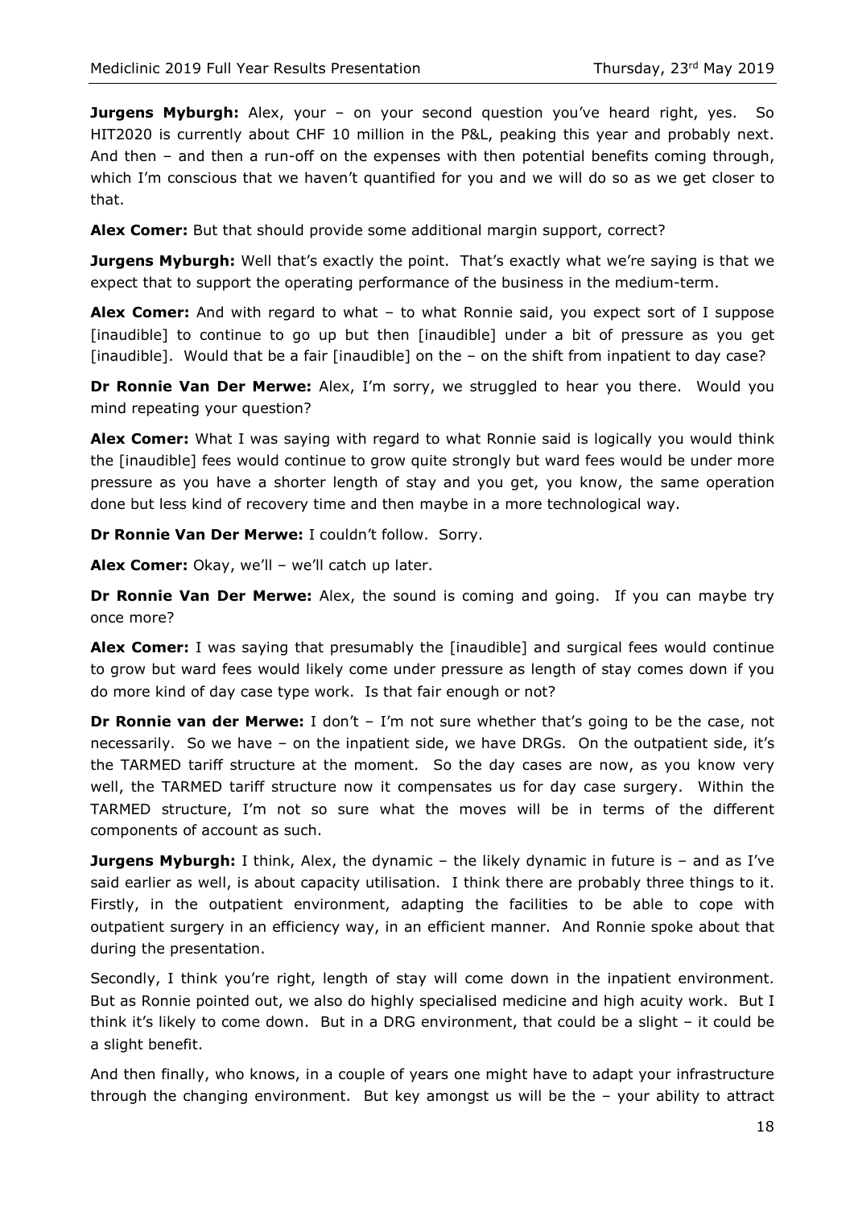**Jurgens Myburgh:** Alex, your – on your second question you've heard right, yes. So HIT2020 is currently about CHF 10 million in the P&L, peaking this year and probably next. And then – and then a run-off on the expenses with then potential benefits coming through, which I'm conscious that we haven't quantified for you and we will do so as we get closer to that.

**Alex Comer:** But that should provide some additional margin support, correct?

**Jurgens Myburgh:** Well that's exactly the point. That's exactly what we're saying is that we expect that to support the operating performance of the business in the medium-term.

**Alex Comer:** And with regard to what – to what Ronnie said, you expect sort of I suppose [inaudible] to continue to go up but then [inaudible] under a bit of pressure as you get [inaudible]. Would that be a fair [inaudible] on the – on the shift from inpatient to day case?

**Dr Ronnie Van Der Merwe:** Alex, I'm sorry, we struggled to hear you there. Would you mind repeating your question?

**Alex Comer:** What I was saying with regard to what Ronnie said is logically you would think the [inaudible] fees would continue to grow quite strongly but ward fees would be under more pressure as you have a shorter length of stay and you get, you know, the same operation done but less kind of recovery time and then maybe in a more technological way.

**Dr Ronnie Van Der Merwe:** I couldn't follow. Sorry.

**Alex Comer:** Okay, we'll – we'll catch up later.

**Dr Ronnie Van Der Merwe:** Alex, the sound is coming and going. If you can maybe try once more?

**Alex Comer:** I was saying that presumably the [inaudible] and surgical fees would continue to grow but ward fees would likely come under pressure as length of stay comes down if you do more kind of day case type work. Is that fair enough or not?

**Dr Ronnie van der Merwe:** I don't – I'm not sure whether that's going to be the case, not necessarily. So we have – on the inpatient side, we have DRGs. On the outpatient side, it's the TARMED tariff structure at the moment. So the day cases are now, as you know very well, the TARMED tariff structure now it compensates us for day case surgery. Within the TARMED structure, I'm not so sure what the moves will be in terms of the different components of account as such.

**Jurgens Myburgh:** I think, Alex, the dynamic – the likely dynamic in future is – and as I've said earlier as well, is about capacity utilisation. I think there are probably three things to it. Firstly, in the outpatient environment, adapting the facilities to be able to cope with outpatient surgery in an efficiency way, in an efficient manner. And Ronnie spoke about that during the presentation.

Secondly, I think you're right, length of stay will come down in the inpatient environment. But as Ronnie pointed out, we also do highly specialised medicine and high acuity work. But I think it's likely to come down. But in a DRG environment, that could be a slight – it could be a slight benefit.

And then finally, who knows, in a couple of years one might have to adapt your infrastructure through the changing environment. But key amongst us will be the – your ability to attract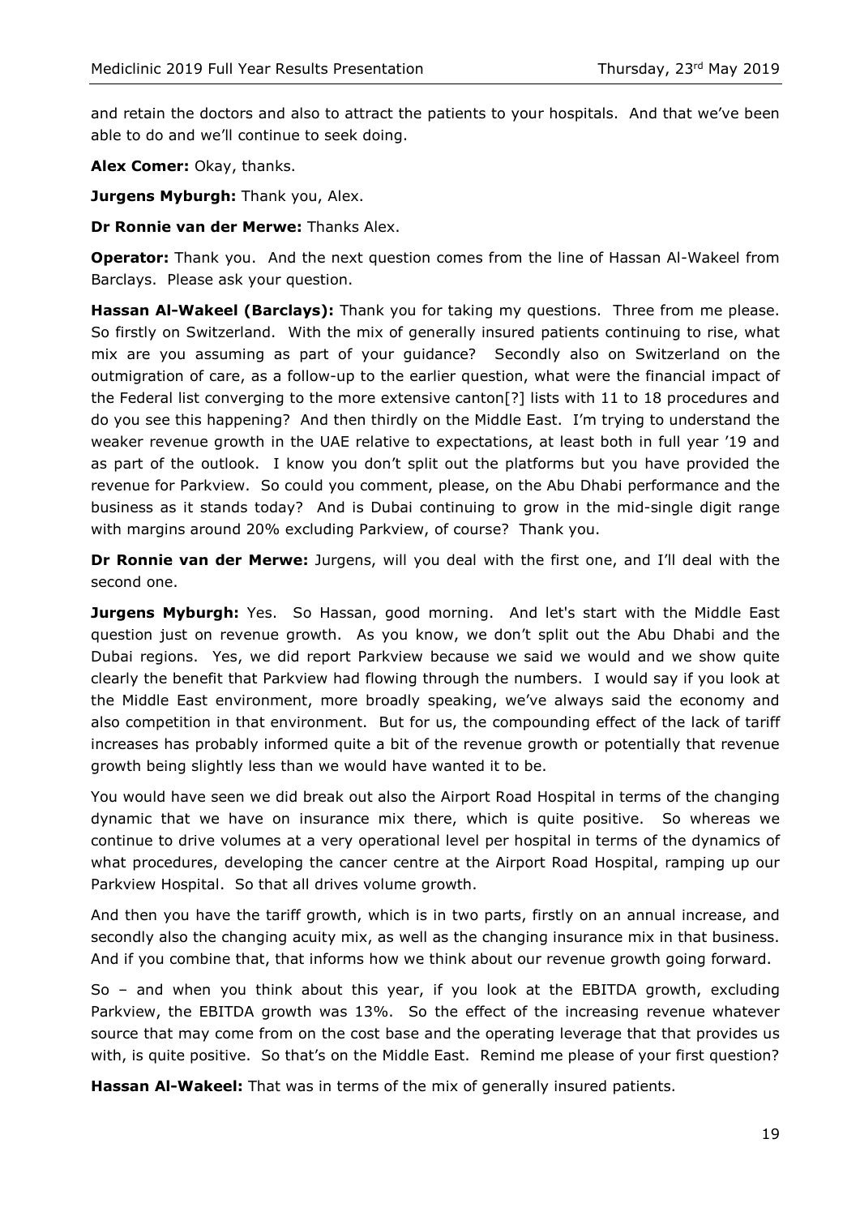and retain the doctors and also to attract the patients to your hospitals. And that we've been able to do and we'll continue to seek doing.

**Alex Comer:** Okay, thanks.

**Jurgens Myburgh:** Thank you, Alex.

**Dr Ronnie van der Merwe:** Thanks Alex.

**Operator:** Thank you. And the next question comes from the line of Hassan Al-Wakeel from Barclays. Please ask your question.

**Hassan Al-Wakeel (Barclays):** Thank you for taking my questions. Three from me please. So firstly on Switzerland. With the mix of generally insured patients continuing to rise, what mix are you assuming as part of your guidance? Secondly also on Switzerland on the outmigration of care, as a follow-up to the earlier question, what were the financial impact of the Federal list converging to the more extensive canton[?] lists with 11 to 18 procedures and do you see this happening? And then thirdly on the Middle East. I'm trying to understand the weaker revenue growth in the UAE relative to expectations, at least both in full year '19 and as part of the outlook. I know you don't split out the platforms but you have provided the revenue for Parkview. So could you comment, please, on the Abu Dhabi performance and the business as it stands today? And is Dubai continuing to grow in the mid-single digit range with margins around 20% excluding Parkview, of course? Thank you.

**Dr Ronnie van der Merwe:** Jurgens, will you deal with the first one, and I'll deal with the second one.

**Jurgens Myburgh:** Yes. So Hassan, good morning. And let's start with the Middle East question just on revenue growth. As you know, we don't split out the Abu Dhabi and the Dubai regions. Yes, we did report Parkview because we said we would and we show quite clearly the benefit that Parkview had flowing through the numbers. I would say if you look at the Middle East environment, more broadly speaking, we've always said the economy and also competition in that environment. But for us, the compounding effect of the lack of tariff increases has probably informed quite a bit of the revenue growth or potentially that revenue growth being slightly less than we would have wanted it to be.

You would have seen we did break out also the Airport Road Hospital in terms of the changing dynamic that we have on insurance mix there, which is quite positive. So whereas we continue to drive volumes at a very operational level per hospital in terms of the dynamics of what procedures, developing the cancer centre at the Airport Road Hospital, ramping up our Parkview Hospital. So that all drives volume growth.

And then you have the tariff growth, which is in two parts, firstly on an annual increase, and secondly also the changing acuity mix, as well as the changing insurance mix in that business. And if you combine that, that informs how we think about our revenue growth going forward.

So – and when you think about this year, if you look at the EBITDA growth, excluding Parkview, the EBITDA growth was 13%. So the effect of the increasing revenue whatever source that may come from on the cost base and the operating leverage that that provides us with, is quite positive. So that's on the Middle East. Remind me please of your first question?

**Hassan Al-Wakeel:** That was in terms of the mix of generally insured patients.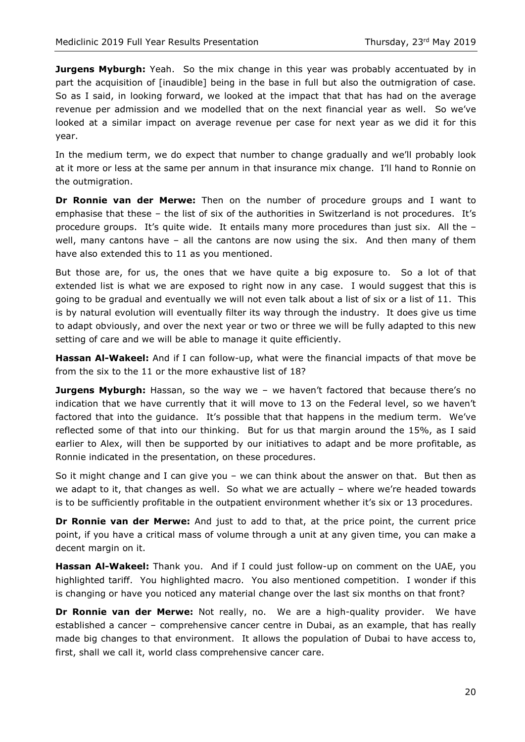**Jurgens Myburgh:** Yeah. So the mix change in this year was probably accentuated by in part the acquisition of [inaudible] being in the base in full but also the outmigration of case. So as I said, in looking forward, we looked at the impact that that has had on the average revenue per admission and we modelled that on the next financial year as well. So we've looked at a similar impact on average revenue per case for next year as we did it for this year.

In the medium term, we do expect that number to change gradually and we'll probably look at it more or less at the same per annum in that insurance mix change. I'll hand to Ronnie on the outmigration.

**Dr Ronnie van der Merwe:** Then on the number of procedure groups and I want to emphasise that these – the list of six of the authorities in Switzerland is not procedures. It's procedure groups. It's quite wide. It entails many more procedures than just six. All the – well, many cantons have – all the cantons are now using the six. And then many of them have also extended this to 11 as you mentioned.

But those are, for us, the ones that we have quite a big exposure to. So a lot of that extended list is what we are exposed to right now in any case. I would suggest that this is going to be gradual and eventually we will not even talk about a list of six or a list of 11. This is by natural evolution will eventually filter its way through the industry. It does give us time to adapt obviously, and over the next year or two or three we will be fully adapted to this new setting of care and we will be able to manage it quite efficiently.

**Hassan Al-Wakeel:** And if I can follow-up, what were the financial impacts of that move be from the six to the 11 or the more exhaustive list of 18?

**Jurgens Myburgh:** Hassan, so the way we – we haven't factored that because there's no indication that we have currently that it will move to 13 on the Federal level, so we haven't factored that into the guidance. It's possible that that happens in the medium term. We've reflected some of that into our thinking. But for us that margin around the 15%, as I said earlier to Alex, will then be supported by our initiatives to adapt and be more profitable, as Ronnie indicated in the presentation, on these procedures.

So it might change and I can give you – we can think about the answer on that. But then as we adapt to it, that changes as well. So what we are actually – where we're headed towards is to be sufficiently profitable in the outpatient environment whether it's six or 13 procedures.

**Dr Ronnie van der Merwe:** And just to add to that, at the price point, the current price point, if you have a critical mass of volume through a unit at any given time, you can make a decent margin on it.

**Hassan Al-Wakeel:** Thank you. And if I could just follow-up on comment on the UAE, you highlighted tariff. You highlighted macro. You also mentioned competition. I wonder if this is changing or have you noticed any material change over the last six months on that front?

**Dr Ronnie van der Merwe:** Not really, no. We are a high-quality provider. We have established a cancer – comprehensive cancer centre in Dubai, as an example, that has really made big changes to that environment. It allows the population of Dubai to have access to, first, shall we call it, world class comprehensive cancer care.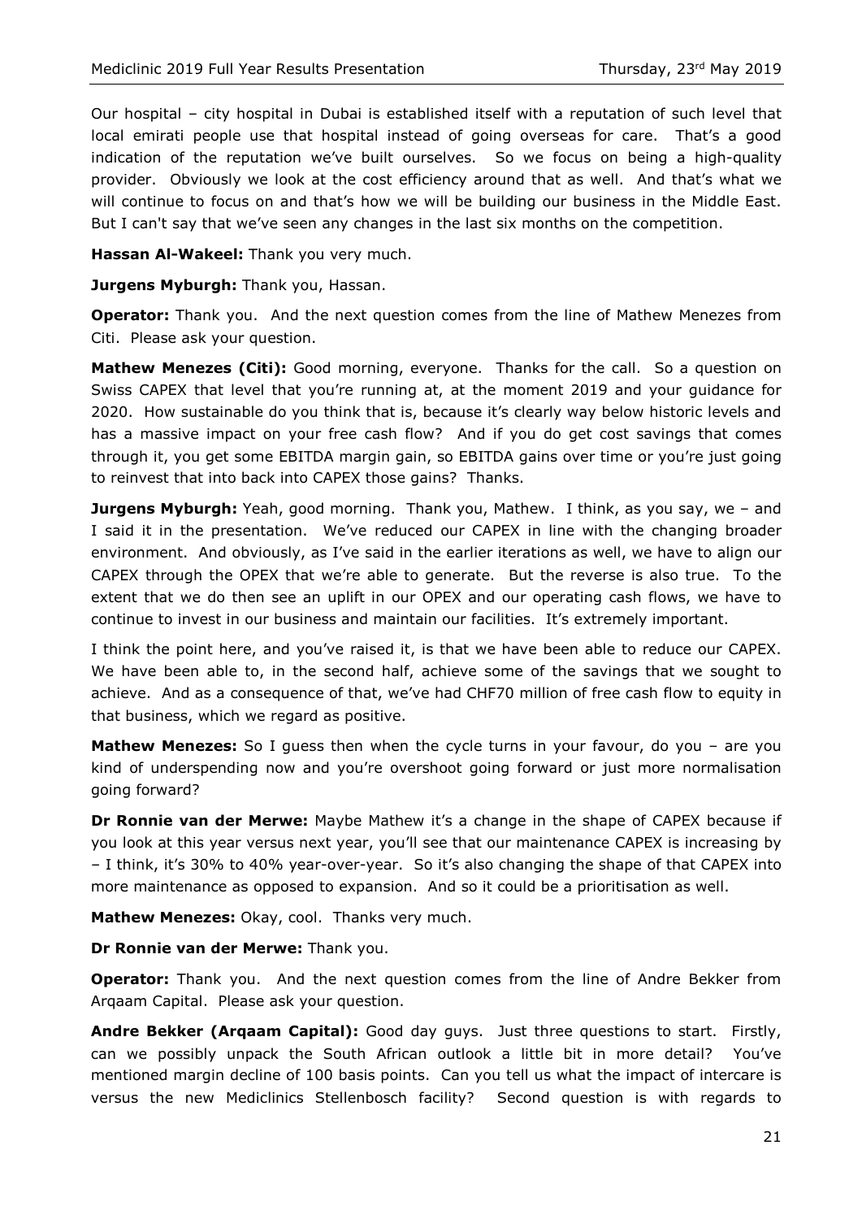Our hospital – city hospital in Dubai is established itself with a reputation of such level that local emirati people use that hospital instead of going overseas for care. That's a good indication of the reputation we've built ourselves. So we focus on being a high-quality provider. Obviously we look at the cost efficiency around that as well. And that's what we will continue to focus on and that's how we will be building our business in the Middle East. But I can't say that we've seen any changes in the last six months on the competition.

**Hassan Al-Wakeel:** Thank you very much.

**Jurgens Myburgh:** Thank you, Hassan.

**Operator:** Thank you. And the next question comes from the line of Mathew Menezes from Citi. Please ask your question.

**Mathew Menezes (Citi):** Good morning, everyone. Thanks for the call. So a question on Swiss CAPEX that level that you're running at, at the moment 2019 and your guidance for 2020. How sustainable do you think that is, because it's clearly way below historic levels and has a massive impact on your free cash flow? And if you do get cost savings that comes through it, you get some EBITDA margin gain, so EBITDA gains over time or you're just going to reinvest that into back into CAPEX those gains? Thanks.

**Jurgens Myburgh:** Yeah, good morning. Thank you, Mathew. I think, as you say, we – and I said it in the presentation. We've reduced our CAPEX in line with the changing broader environment. And obviously, as I've said in the earlier iterations as well, we have to align our CAPEX through the OPEX that we're able to generate. But the reverse is also true. To the extent that we do then see an uplift in our OPEX and our operating cash flows, we have to continue to invest in our business and maintain our facilities. It's extremely important.

I think the point here, and you've raised it, is that we have been able to reduce our CAPEX. We have been able to, in the second half, achieve some of the savings that we sought to achieve. And as a consequence of that, we've had CHF70 million of free cash flow to equity in that business, which we regard as positive.

**Mathew Menezes:** So I guess then when the cycle turns in your favour, do you – are you kind of underspending now and you're overshoot going forward or just more normalisation going forward?

**Dr Ronnie van der Merwe:** Maybe Mathew it's a change in the shape of CAPEX because if you look at this year versus next year, you'll see that our maintenance CAPEX is increasing by – I think, it's 30% to 40% year-over-year. So it's also changing the shape of that CAPEX into more maintenance as opposed to expansion. And so it could be a prioritisation as well.

**Mathew Menezes:** Okay, cool. Thanks very much.

**Dr Ronnie van der Merwe:** Thank you.

**Operator:** Thank you. And the next question comes from the line of Andre Bekker from Arqaam Capital. Please ask your question.

**Andre Bekker (Arqaam Capital):** Good day guys. Just three questions to start. Firstly, can we possibly unpack the South African outlook a little bit in more detail? You've mentioned margin decline of 100 basis points. Can you tell us what the impact of intercare is versus the new Mediclinics Stellenbosch facility? Second question is with regards to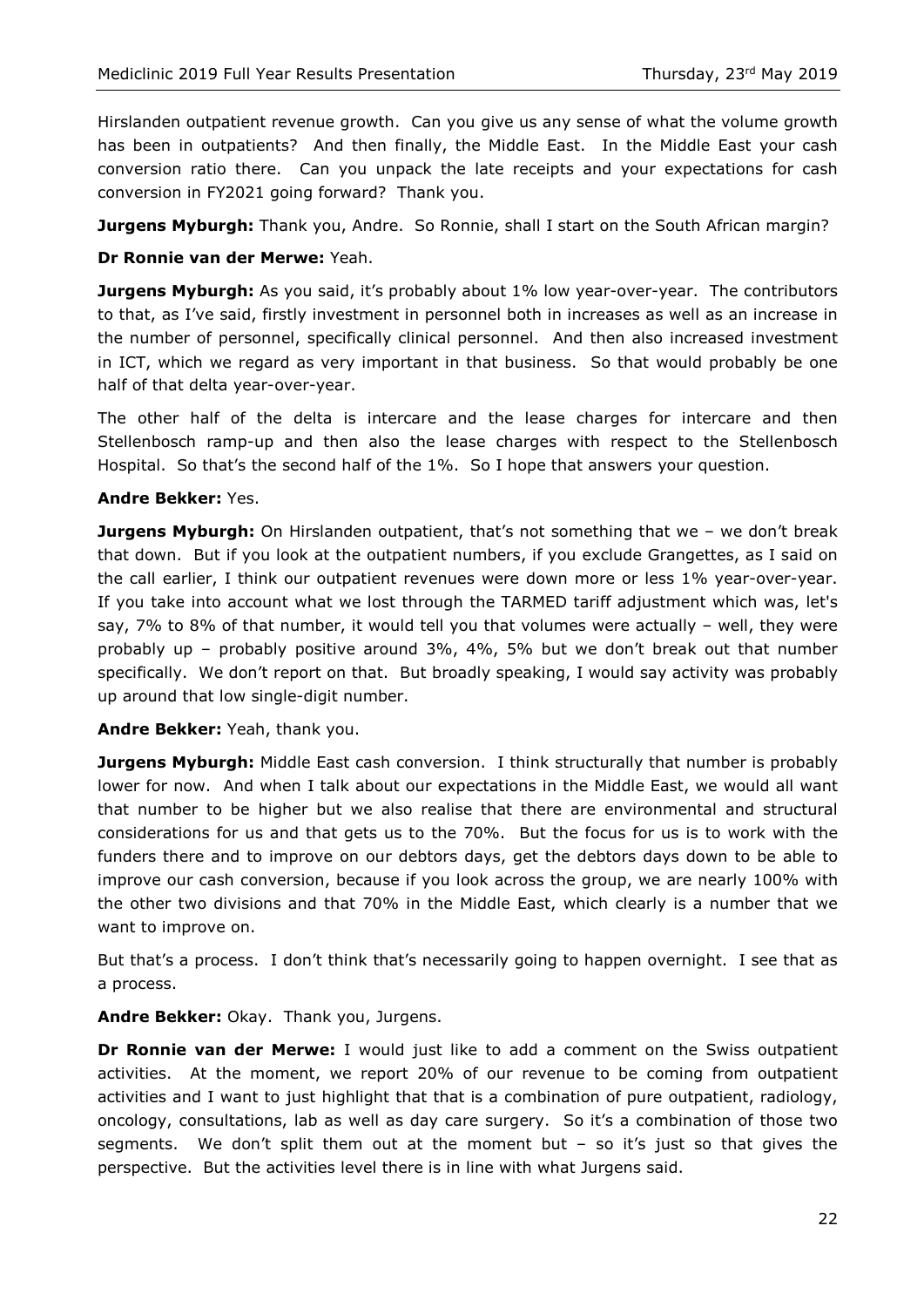Hirslanden outpatient revenue growth. Can you give us any sense of what the volume growth has been in outpatients? And then finally, the Middle East. In the Middle East your cash conversion ratio there. Can you unpack the late receipts and your expectations for cash conversion in FY2021 going forward? Thank you.

**Jurgens Myburgh:** Thank you, Andre. So Ronnie, shall I start on the South African margin?

**Dr Ronnie van der Merwe:** Yeah.

**Jurgens Myburgh:** As you said, it's probably about 1% low year-over-year. The contributors to that, as I've said, firstly investment in personnel both in increases as well as an increase in the number of personnel, specifically clinical personnel. And then also increased investment in ICT, which we regard as very important in that business. So that would probably be one half of that delta year-over-year.

The other half of the delta is intercare and the lease charges for intercare and then Stellenbosch ramp-up and then also the lease charges with respect to the Stellenbosch Hospital. So that's the second half of the 1%. So I hope that answers your question.

**Andre Bekker:** Yes.

**Jurgens Myburgh:** On Hirslanden outpatient, that's not something that we – we don't break that down. But if you look at the outpatient numbers, if you exclude Grangettes, as I said on the call earlier, I think our outpatient revenues were down more or less 1% year-over-year. If you take into account what we lost through the TARMED tariff adjustment which was, let's say, 7% to 8% of that number, it would tell you that volumes were actually – well, they were probably up – probably positive around 3%, 4%, 5% but we don't break out that number specifically. We don't report on that. But broadly speaking, I would say activity was probably up around that low single-digit number.

**Andre Bekker:** Yeah, thank you.

**Jurgens Myburgh:** Middle East cash conversion. I think structurally that number is probably lower for now. And when I talk about our expectations in the Middle East, we would all want that number to be higher but we also realise that there are environmental and structural considerations for us and that gets us to the 70%. But the focus for us is to work with the funders there and to improve on our debtors days, get the debtors days down to be able to improve our cash conversion, because if you look across the group, we are nearly 100% with the other two divisions and that 70% in the Middle East, which clearly is a number that we want to improve on.

But that's a process. I don't think that's necessarily going to happen overnight. I see that as a process.

**Andre Bekker:** Okay. Thank you, Jurgens.

**Dr Ronnie van der Merwe:** I would just like to add a comment on the Swiss outpatient activities. At the moment, we report 20% of our revenue to be coming from outpatient activities and I want to just highlight that that is a combination of pure outpatient, radiology, oncology, consultations, lab as well as day care surgery. So it's a combination of those two segments. We don't split them out at the moment but – so it's just so that gives the perspective. But the activities level there is in line with what Jurgens said.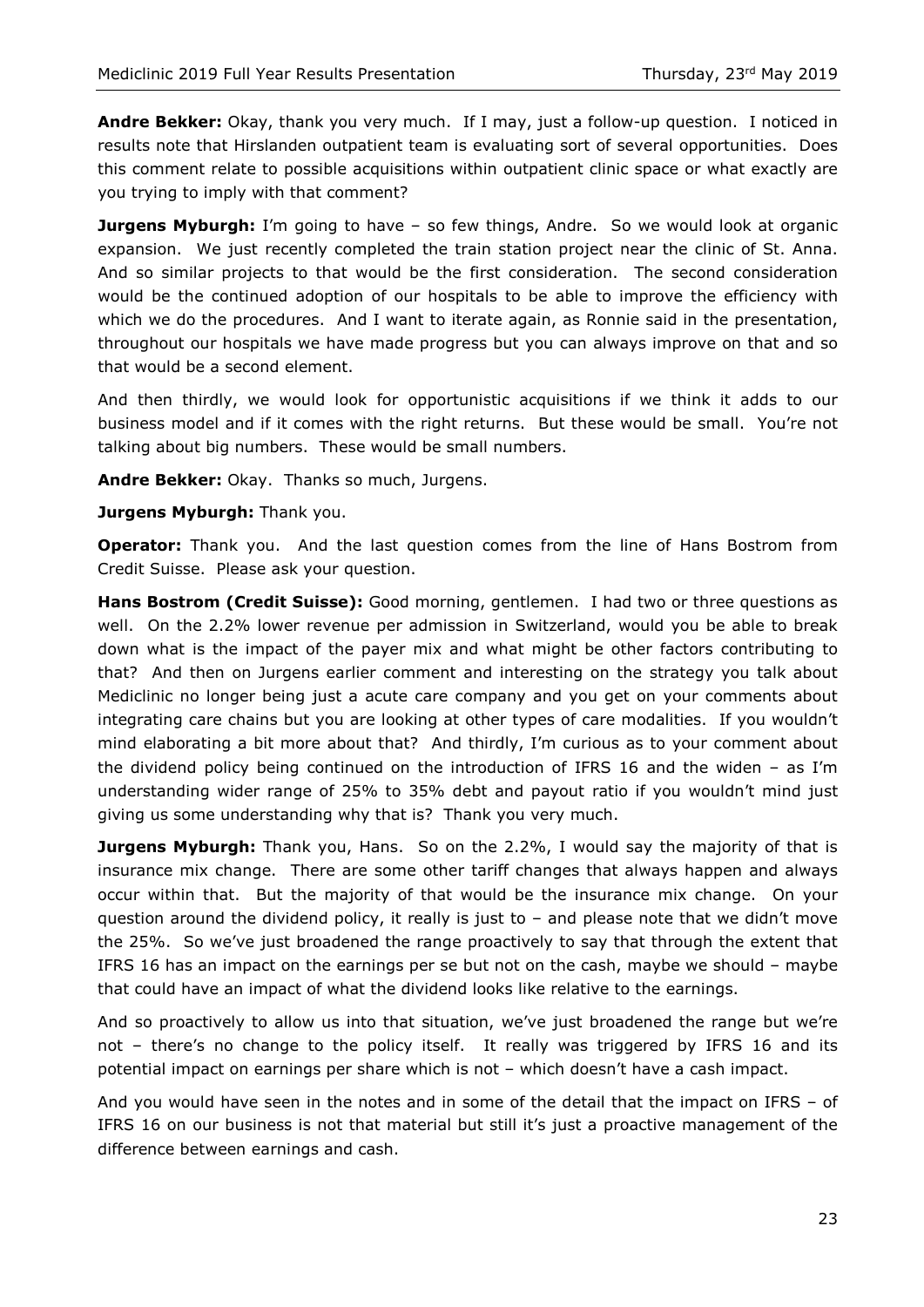**Andre Bekker:** Okay, thank you very much. If I may, just a follow-up question. I noticed in results note that Hirslanden outpatient team is evaluating sort of several opportunities. Does this comment relate to possible acquisitions within outpatient clinic space or what exactly are you trying to imply with that comment?

**Jurgens Myburgh:** I'm going to have – so few things, Andre. So we would look at organic expansion. We just recently completed the train station project near the clinic of St. Anna. And so similar projects to that would be the first consideration. The second consideration would be the continued adoption of our hospitals to be able to improve the efficiency with which we do the procedures. And I want to iterate again, as Ronnie said in the presentation, throughout our hospitals we have made progress but you can always improve on that and so that would be a second element.

And then thirdly, we would look for opportunistic acquisitions if we think it adds to our business model and if it comes with the right returns. But these would be small. You're not talking about big numbers. These would be small numbers.

**Andre Bekker:** Okay. Thanks so much, Jurgens.

**Jurgens Myburgh:** Thank you.

**Operator:** Thank you. And the last question comes from the line of Hans Bostrom from Credit Suisse. Please ask your question.

**Hans Bostrom (Credit Suisse):** Good morning, gentlemen. I had two or three questions as well. On the 2.2% lower revenue per admission in Switzerland, would you be able to break down what is the impact of the payer mix and what might be other factors contributing to that? And then on Jurgens earlier comment and interesting on the strategy you talk about Mediclinic no longer being just a acute care company and you get on your comments about integrating care chains but you are looking at other types of care modalities. If you wouldn't mind elaborating a bit more about that? And thirdly, I'm curious as to your comment about the dividend policy being continued on the introduction of IFRS 16 and the widen – as I'm understanding wider range of 25% to 35% debt and payout ratio if you wouldn't mind just giving us some understanding why that is? Thank you very much.

**Jurgens Myburgh:** Thank you, Hans. So on the 2.2%, I would say the majority of that is insurance mix change. There are some other tariff changes that always happen and always occur within that. But the majority of that would be the insurance mix change. On your question around the dividend policy, it really is just to – and please note that we didn't move the 25%. So we've just broadened the range proactively to say that through the extent that IFRS 16 has an impact on the earnings per se but not on the cash, maybe we should – maybe that could have an impact of what the dividend looks like relative to the earnings.

And so proactively to allow us into that situation, we've just broadened the range but we're not – there's no change to the policy itself. It really was triggered by IFRS 16 and its potential impact on earnings per share which is not – which doesn't have a cash impact.

And you would have seen in the notes and in some of the detail that the impact on IFRS – of IFRS 16 on our business is not that material but still it's just a proactive management of the difference between earnings and cash.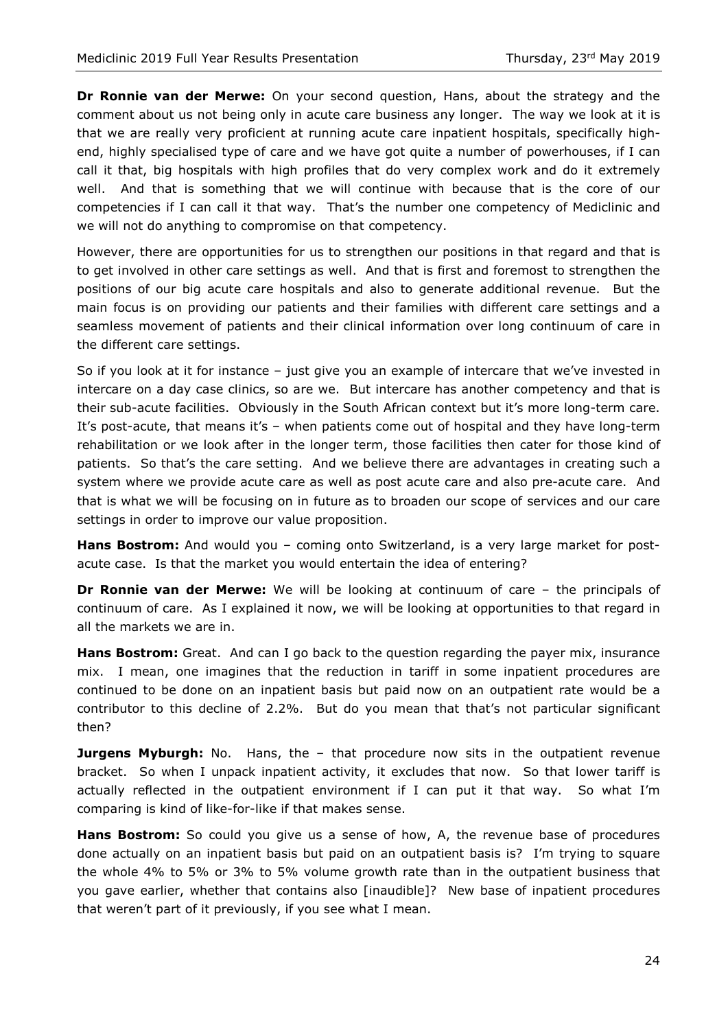**Dr Ronnie van der Merwe:** On your second question, Hans, about the strategy and the comment about us not being only in acute care business any longer. The way we look at it is that we are really very proficient at running acute care inpatient hospitals, specifically high-end, highly specialised type of care and we have got quite a number of powerhouses, if I can call it that, big hospitals with high profiles that do very complex work and do it extremely well. And that is something that we will continue with because that is the core of our competencies if I can call it that way. That's the number one competency of Mediclinic and we will not do anything to compromise on that competency.

However, there are opportunities for us to strengthen our positions in that regard and that is to get involved in other care settings as well. And that is first and foremost to strengthen the positions of our big acute care hospitals and also to generate additional revenue. But the main focus is on providing our patients and their families with different care settings and a seamless movement of patients and their clinical information over long continuum of care in the different care settings.

So if you look at it for instance – just give you an example of intercare that we've invested in intercare on a day case clinics, so are we. But intercare has another competency and that is their sub-acute facilities. Obviously in the South African context but it's more long-term care. It's post-acute, that means it's – when patients come out of hospital and they have long-term rehabilitation or we look after in the longer term, those facilities then cater for those kind of patients. So that's the care setting. And we believe there are advantages in creating such a system where we provide acute care as well as post acute care and also pre-acute care. And that is what we will be focusing on in future as to broaden our scope of services and our care settings in order to improve our value proposition.

**Hans Bostrom:** And would you – coming onto Switzerland, is a very large market for post-acute case. Is that the market you would entertain the idea of entering?

**Dr Ronnie van der Merwe:** We will be looking at continuum of care – the principals of continuum of care. As I explained it now, we will be looking at opportunities to that regard in all the markets we are in.

**Hans Bostrom:** Great. And can I go back to the question regarding the payer mix, insurance mix. I mean, one imagines that the reduction in tariff in some inpatient procedures are continued to be done on an inpatient basis but paid now on an outpatient rate would be a contributor to this decline of 2.2%. But do you mean that that's not particular significant then?

**Jurgens Myburgh:** No. Hans, the – that procedure now sits in the outpatient revenue bracket. So when I unpack inpatient activity, it excludes that now. So that lower tariff is actually reflected in the outpatient environment if I can put it that way. So what I'm comparing is kind of like-for-like if that makes sense.

**Hans Bostrom:** So could you give us a sense of how, A, the revenue base of procedures done actually on an inpatient basis but paid on an outpatient basis is? I'm trying to square the whole 4% to 5% or 3% to 5% volume growth rate than in the outpatient business that you gave earlier, whether that contains also [inaudible]? New base of inpatient procedures that weren't part of it previously, if you see what I mean.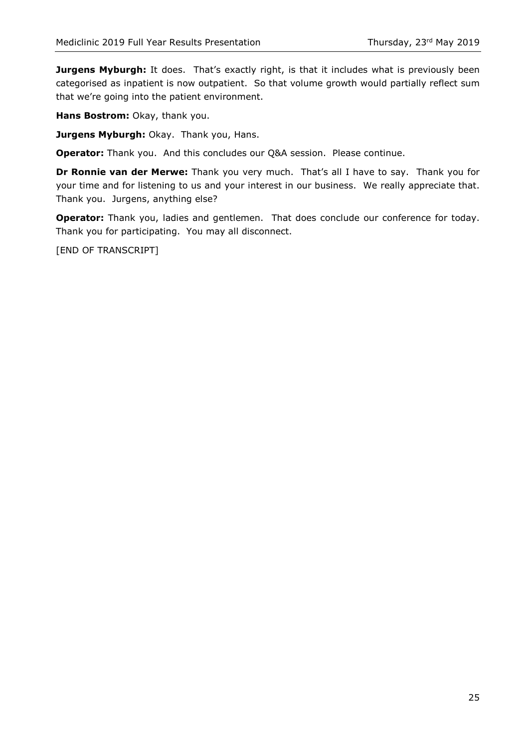**Jurgens Myburgh:** It does. That's exactly right, is that it includes what is previously been categorised as inpatient is now outpatient. So that volume growth would partially reflect sum that we're going into the patient environment.

**Hans Bostrom:** Okay, thank you.

**Jurgens Myburgh:** Okay. Thank you, Hans.

**Operator:** Thank you. And this concludes our Q&A session. Please continue.

**Dr Ronnie van der Merwe:** Thank you very much. That's all I have to say. Thank you for your time and for listening to us and your interest in our business. We really appreciate that. Thank you. Jurgens, anything else?

**Operator:** Thank you, ladies and gentlemen. That does conclude our conference for today. Thank you for participating. You may all disconnect.

[END OF TRANSCRIPT]